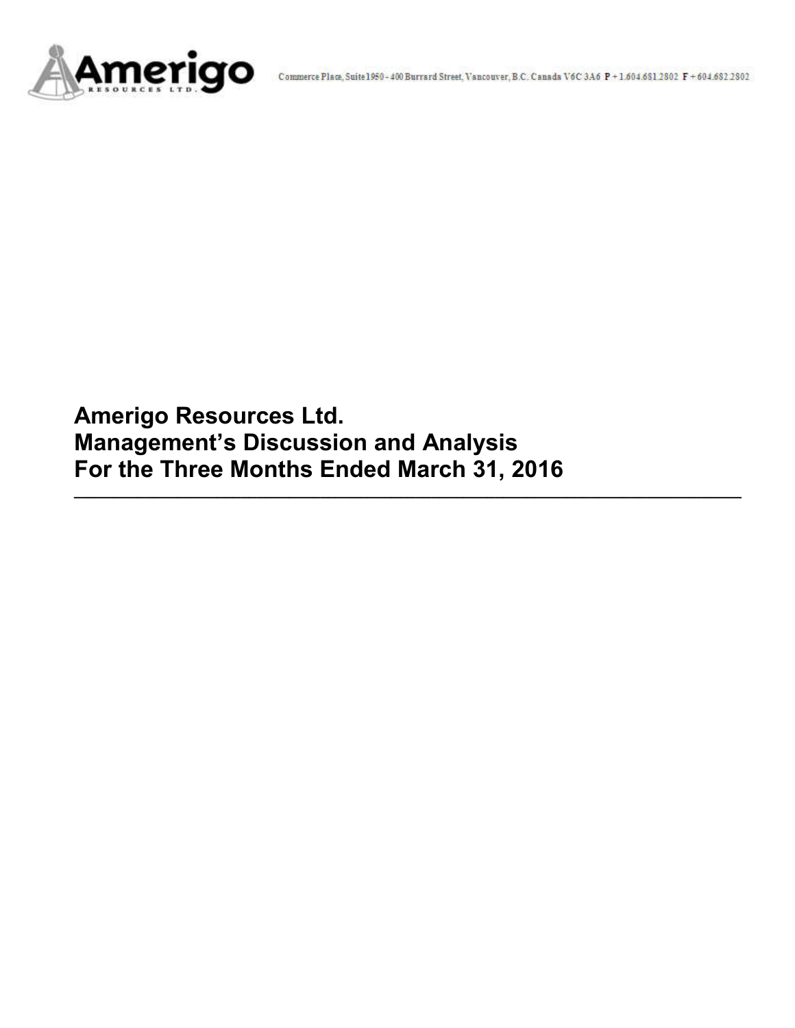Commerce Place, Suite 1950 - 400 Burrard Street, Vancouver, B.C. Canada V6C 3A6 P + 1.604.681.2802 F + 604.682.2802

# Amerigo Resources Ltd.
# Management's Discussion and Analysis
# For the Three Months Ended March 31, 2016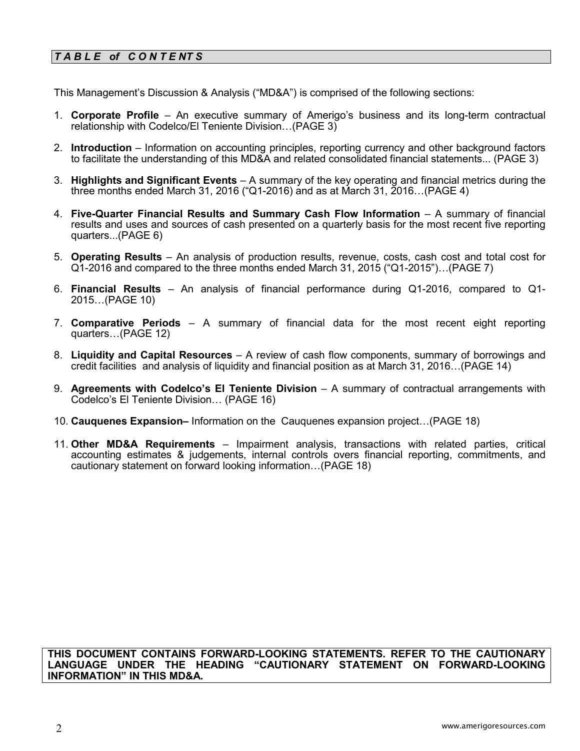## *T A B L E of C O N T E N T S*

This Management's Discussion & Analysis ("MD&A") is comprised of the following sections:

1. **Corporate Profile** – An executive summary of Amerigo's business and its long-term contractual relationship with Codelco/El Teniente Division…(PAGE 3)
2. **Introduction** – Information on accounting principles, reporting currency and other background factors to facilitate the understanding of this MD&A and related consolidated financial statements... (PAGE 3)
3. **Highlights and Significant Events** – A summary of the key operating and financial metrics during the three months ended March 31, 2016 ("Q1-2016) and as at March 31, 2016…(PAGE 4)
4. **Five-Quarter Financial Results and Summary Cash Flow Information** – A summary of financial results and uses and sources of cash presented on a quarterly basis for the most recent five reporting quarters...(PAGE 6)
5. **Operating Results** – An analysis of production results, revenue, costs, cash cost and total cost for Q1-2016 and compared to the three months ended March 31, 2015 ("Q1-2015")…(PAGE 7)
6. **Financial Results** – An analysis of financial performance during Q1-2016, compared to Q1-2015…(PAGE 10)
7. **Comparative Periods** – A summary of financial data for the most recent eight reporting quarters…(PAGE 12)
8. **Liquidity and Capital Resources** – A review of cash flow components, summary of borrowings and credit facilities and analysis of liquidity and financial position as at March 31, 2016…(PAGE 14)
9. **Agreements with Codelco's El Teniente Division** – A summary of contractual arrangements with Codelco's El Teniente Division… (PAGE 16)
10. **Cauquenes Expansion–** Information on the Cauquenes expansion project…(PAGE 18)
11. **Other MD&A Requirements** – Impairment analysis, transactions with related parties, critical accounting estimates & judgements, internal controls overs financial reporting, commitments, and cautionary statement on forward looking information…(PAGE 18)

**THIS DOCUMENT CONTAINS FORWARD-LOOKING STATEMENTS. REFER TO THE CAUTIONARY LANGUAGE UNDER THE HEADING "CAUTIONARY STATEMENT ON FORWARD-LOOKING INFORMATION" IN THIS MD&A.**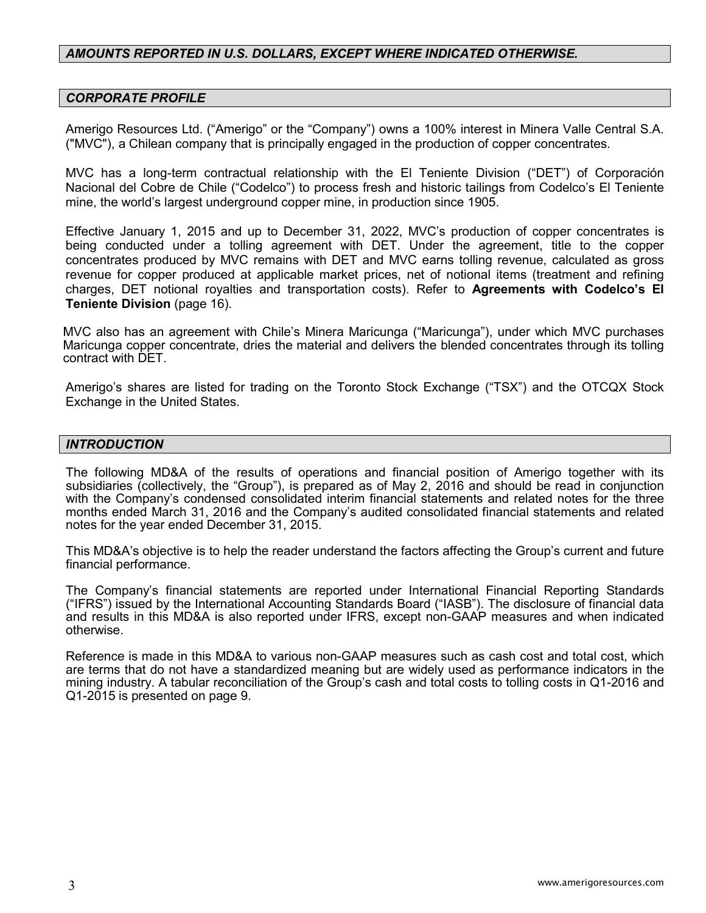***AMOUNTS REPORTED IN U.S. DOLLARS, EXCEPT WHERE INDICATED OTHERWISE.***

## *CORPORATE PROFILE*

Amerigo Resources Ltd. ("Amerigo" or the "Company") owns a 100% interest in Minera Valle Central S.A. ("MVC"), a Chilean company that is principally engaged in the production of copper concentrates.

MVC has a long-term contractual relationship with the El Teniente Division ("DET") of Corporación Nacional del Cobre de Chile ("Codelco") to process fresh and historic tailings from Codelco's El Teniente mine, the world's largest underground copper mine, in production since 1905.

Effective January 1, 2015 and up to December 31, 2022, MVC's production of copper concentrates is being conducted under a tolling agreement with DET. Under the agreement, title to the copper concentrates produced by MVC remains with DET and MVC earns tolling revenue, calculated as gross revenue for copper produced at applicable market prices, net of notional items (treatment and refining charges, DET notional royalties and transportation costs). Refer to **Agreements with Codelco's El Teniente Division** (page 16).

MVC also has an agreement with Chile's Minera Maricunga ("Maricunga"), under which MVC purchases Maricunga copper concentrate, dries the material and delivers the blended concentrates through its tolling contract with DET.

Amerigo's shares are listed for trading on the Toronto Stock Exchange ("TSX") and the OTCQX Stock Exchange in the United States.

## *INTRODUCTION*

The following MD&A of the results of operations and financial position of Amerigo together with its subsidiaries (collectively, the "Group"), is prepared as of May 2, 2016 and should be read in conjunction with the Company's condensed consolidated interim financial statements and related notes for the three months ended March 31, 2016 and the Company's audited consolidated financial statements and related notes for the year ended December 31, 2015.

This MD&A's objective is to help the reader understand the factors affecting the Group's current and future financial performance.

The Company's financial statements are reported under International Financial Reporting Standards ("IFRS") issued by the International Accounting Standards Board ("IASB"). The disclosure of financial data and results in this MD&A is also reported under IFRS, except non-GAAP measures and when indicated otherwise.

Reference is made in this MD&A to various non-GAAP measures such as cash cost and total cost, which are terms that do not have a standardized meaning but are widely used as performance indicators in the mining industry. A tabular reconciliation of the Group's cash and total costs to tolling costs in Q1-2016 and Q1-2015 is presented on page 9.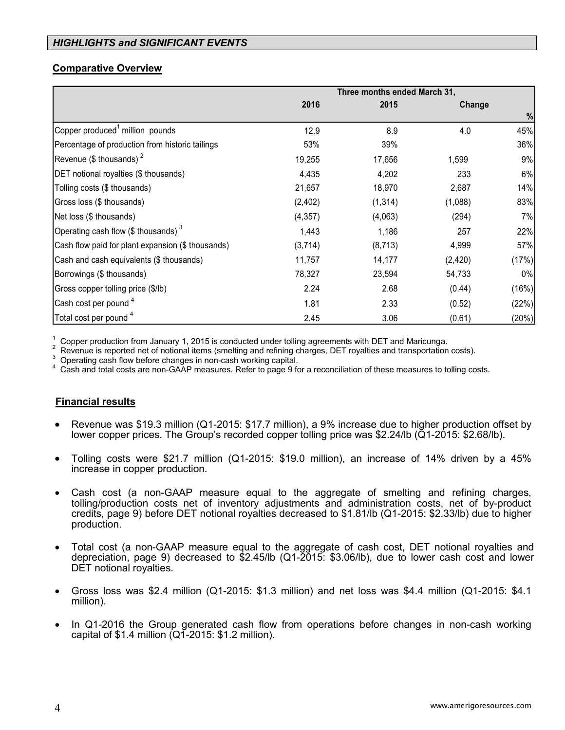## HIGHLIGHTS and SIGNIFICANT EVENTS

### Comparative Overview

| | Three months ended March 31, | | | |
|---|---|---|---|---|
| | 2016 | 2015 | Change | |
| | | | | % |
| Copper produced[1] million pounds | 12.9 | 8.9 | 4.0 | 45% |
| Percentage of production from historic tailings | 53% | 39% | | 36% |
| Revenue ($ thousands) [2] | 19,255 | 17,656 | 1,599 | 9% |
| DET notional royalties ($ thousands) | 4,435 | 4,202 | 233 | 6% |
| Tolling costs ($ thousands) | 21,657 | 18,970 | 2,687 | 14% |
| Gross loss ($ thousands) | (2,402) | (1,314) | (1,088) | 83% |
| Net loss ($ thousands) | (4,357) | (4,063) | (294) | 7% |
| Operating cash flow ($ thousands) [3] | 1,443 | 1,186 | 257 | 22% |
| Cash flow paid for plant expansion ($ thousands) | (3,714) | (8,713) | 4,999 | 57% |
| Cash and cash equivalents ($ thousands) | 11,757 | 14,177 | (2,420) | (17%) |
| Borrowings ($ thousands) | 78,327 | 23,594 | 54,733 | 0% |
| Gross copper tolling price ($/lb) | 2.24 | 2.68 | (0.44) | (16%) |
| Cash cost per pound [4] | 1.81 | 2.33 | (0.52) | (22%) |
| Total cost per pound [4] | 2.45 | 3.06 | (0.61) | (20%) |

[1] Copper production from January 1, 2015 is conducted under tolling agreements with DET and Maricunga.
[2] Revenue is reported net of notional items (smelting and refining charges, DET royalties and transportation costs).
[3] Operating cash flow before changes in non-cash working capital.
[4] Cash and total costs are non-GAAP measures. Refer to page 9 for a reconciliation of these measures to tolling costs.

### Financial results

- Revenue was $19.3 million (Q1-2015: $17.7 million), a 9% increase due to higher production offset by lower copper prices. The Group's recorded copper tolling price was $2.24/lb (Q1-2015: $2.68/lb).
- Tolling costs were $21.7 million (Q1-2015: $19.0 million), an increase of 14% driven by a 45% increase in copper production.
- Cash cost (a non-GAAP measure equal to the aggregate of smelting and refining charges, tolling/production costs net of inventory adjustments and administration costs, net of by-product credits, page 9) before DET notional royalties decreased to $1.81/lb (Q1-2015: $2.33/lb) due to higher production.
- Total cost (a non-GAAP measure equal to the aggregate of cash cost, DET notional royalties and depreciation, page 9) decreased to $2.45/lb (Q1-2015: $3.06/lb), due to lower cash cost and lower DET notional royalties.
- Gross loss was $2.4 million (Q1-2015: $1.3 million) and net loss was $4.4 million (Q1-2015: $4.1 million).
- In Q1-2016 the Group generated cash flow from operations before changes in non-cash working capital of $1.4 million (Q1-2015: $1.2 million).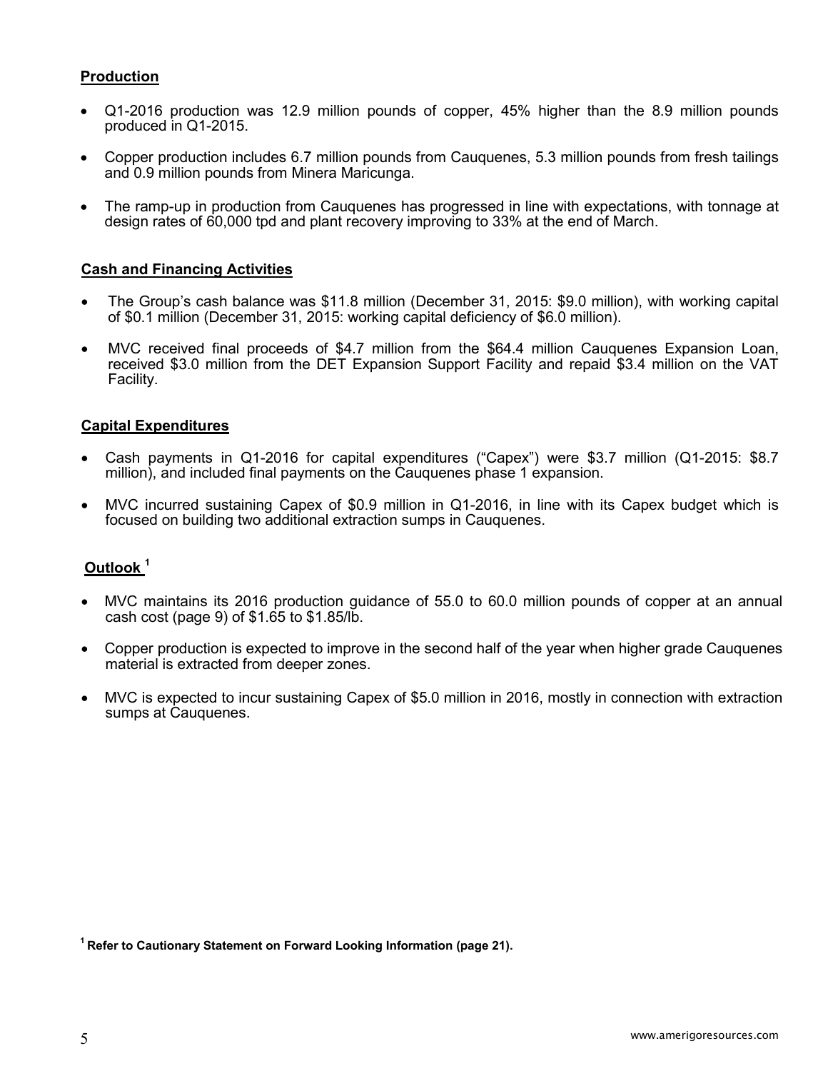**Production**

- Q1-2016 production was 12.9 million pounds of copper, 45% higher than the 8.9 million pounds produced in Q1-2015.

- Copper production includes 6.7 million pounds from Cauquenes, 5.3 million pounds from fresh tailings and 0.9 million pounds from Minera Maricunga.

- The ramp-up in production from Cauquenes has progressed in line with expectations, with tonnage at design rates of 60,000 tpd and plant recovery improving to 33% at the end of March.

**Cash and Financing Activities**

- The Group's cash balance was $11.8 million (December 31, 2015: $9.0 million), with working capital of $0.1 million (December 31, 2015: working capital deficiency of $6.0 million).

- MVC received final proceeds of $4.7 million from the $64.4 million Cauquenes Expansion Loan, received $3.0 million from the DET Expansion Support Facility and repaid $3.4 million on the VAT Facility.

**Capital Expenditures**

- Cash payments in Q1-2016 for capital expenditures ("Capex") were $3.7 million (Q1-2015: $8.7 million), and included final payments on the Cauquenes phase 1 expansion.

- MVC incurred sustaining Capex of $0.9 million in Q1-2016, in line with its Capex budget which is focused on building two additional extraction sumps in Cauquenes.

**Outlook** [1]

- MVC maintains its 2016 production guidance of 55.0 to 60.0 million pounds of copper at an annual cash cost (page 9) of $1.65 to $1.85/lb.

- Copper production is expected to improve in the second half of the year when higher grade Cauquenes material is extracted from deeper zones.

- MVC is expected to incur sustaining Capex of $5.0 million in 2016, mostly in connection with extraction sumps at Cauquenes.

[1] **Refer to Cautionary Statement on Forward Looking Information (page 21).**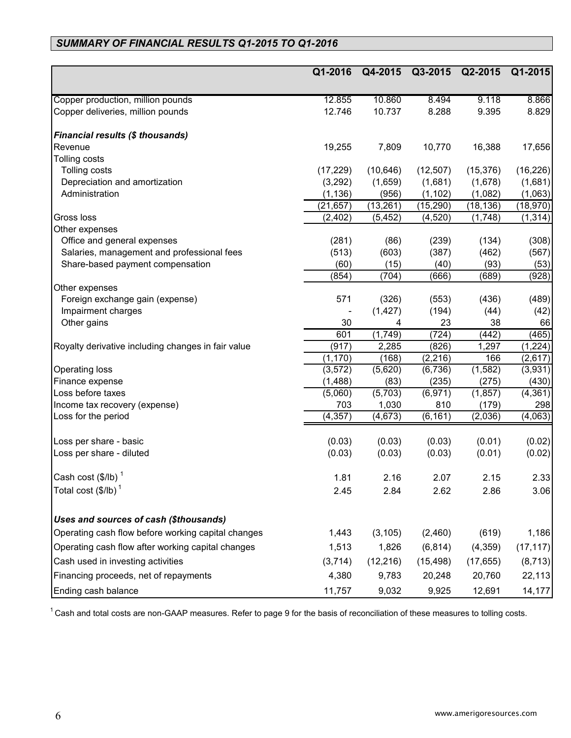## *SUMMARY OF FINANCIAL RESULTS Q1-2015 TO Q1-2016*

| | Q1-2016 | Q4-2015 | Q3-2015 | Q2-2015 | Q1-2015 |
|---|---|---|---|---|---|
| Copper production, million pounds | 12.855 | 10.860 | 8.494 | 9.118 | 8.866 |
| Copper deliveries, million pounds | 12.746 | 10.737 | 8.288 | 9.395 | 8.829 |
| ***Financial results ($ thousands)*** | | | | | |
| Revenue | 19,255 | 7,809 | 10,770 | 16,388 | 17,656 |
| Tolling costs | | | | | |
| Tolling costs | (17,229) | (10,646) | (12,507) | (15,376) | (16,226) |
| Depreciation and amortization | (3,292) | (1,659) | (1,681) | (1,678) | (1,681) |
| Administration | (1,136) | (956) | (1,102) | (1,082) | (1,063) |
| | (21,657) | (13,261) | (15,290) | (18,136) | (18,970) |
| Gross loss | (2,402) | (5,452) | (4,520) | (1,748) | (1,314) |
| Other expenses | | | | | |
| Office and general expenses | (281) | (86) | (239) | (134) | (308) |
| Salaries, management and professional fees | (513) | (603) | (387) | (462) | (567) |
| Share-based payment compensation | (60) | (15) | (40) | (93) | (53) |
| | (854) | (704) | (666) | (689) | (928) |
| Other expenses | | | | | |
| Foreign exchange gain (expense) | 571 | (326) | (553) | (436) | (489) |
| Impairment charges | - | (1,427) | (194) | (44) | (42) |
| Other gains | 30 | 4 | 23 | 38 | 66 |
| | 601 | (1,749) | (724) | (442) | (465) |
| Royalty derivative including changes in fair value | (917) | 2,285 | (826) | 1,297 | (1,224) |
| | (1,170) | (168) | (2,216) | 166 | (2,617) |
| Operating loss | (3,572) | (5,620) | (6,736) | (1,582) | (3,931) |
| Finance expense | (1,488) | (83) | (235) | (275) | (430) |
| Loss before taxes | (5,060) | (5,703) | (6,971) | (1,857) | (4,361) |
| Income tax recovery (expense) | 703 | 1,030 | 810 | (179) | 298 |
| Loss for the period | (4,357) | (4,673) | (6,161) | (2,036) | (4,063) |
| Loss per share - basic | (0.03) | (0.03) | (0.03) | (0.01) | (0.02) |
| Loss per share - diluted | (0.03) | (0.03) | (0.03) | (0.01) | (0.02) |
| Cash cost ($/lb) [1] | 1.81 | 2.16 | 2.07 | 2.15 | 2.33 |
| Total cost ($/lb) [1] | 2.45 | 2.84 | 2.62 | 2.86 | 3.06 |
| ***Uses and sources of cash ($thousands)*** | | | | | |
| Operating cash flow before working capital changes | 1,443 | (3,105) | (2,460) | (619) | 1,186 |
| Operating cash flow after working capital changes | 1,513 | 1,826 | (6,814) | (4,359) | (17,117) |
| Cash used in investing activities | (3,714) | (12,216) | (15,498) | (17,655) | (8,713) |
| Financing proceeds, net of repayments | 4,380 | 9,783 | 20,248 | 20,760 | 22,113 |
| Ending cash balance | 11,757 | 9,032 | 9,925 | 12,691 | 14,177 |

[1] Cash and total costs are non-GAAP measures. Refer to page 9 for the basis of reconciliation of these measures to tolling costs.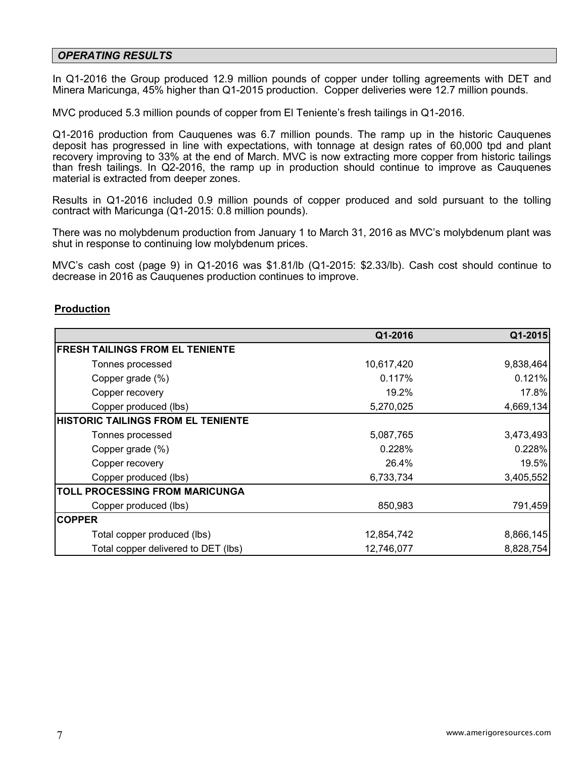## *OPERATING RESULTS*

In Q1-2016 the Group produced 12.9 million pounds of copper under tolling agreements with DET and Minera Maricunga, 45% higher than Q1-2015 production. Copper deliveries were 12.7 million pounds.

MVC produced 5.3 million pounds of copper from El Teniente's fresh tailings in Q1-2016.

Q1-2016 production from Cauquenes was 6.7 million pounds. The ramp up in the historic Cauquenes deposit has progressed in line with expectations, with tonnage at design rates of 60,000 tpd and plant recovery improving to 33% at the end of March. MVC is now extracting more copper from historic tailings than fresh tailings. In Q2-2016, the ramp up in production should continue to improve as Cauquenes material is extracted from deeper zones.

Results in Q1-2016 included 0.9 million pounds of copper produced and sold pursuant to the tolling contract with Maricunga (Q1-2015: 0.8 million pounds).

There was no molybdenum production from January 1 to March 31, 2016 as MVC's molybdenum plant was shut in response to continuing low molybdenum prices.

MVC's cash cost (page 9) in Q1-2016 was $1.81/lb (Q1-2015: $2.33/lb). Cash cost should continue to decrease in 2016 as Cauquenes production continues to improve.

**Production**

| | Q1-2016 | Q1-2015 |
|---|---|---|
| **FRESH TAILINGS FROM EL TENIENTE** | | |
| Tonnes processed | 10,617,420 | 9,838,464 |
| Copper grade (%) | 0.117% | 0.121% |
| Copper recovery | 19.2% | 17.8% |
| Copper produced (lbs) | 5,270,025 | 4,669,134 |
| **HISTORIC TAILINGS FROM EL TENIENTE** | | |
| Tonnes processed | 5,087,765 | 3,473,493 |
| Copper grade (%) | 0.228% | 0.228% |
| Copper recovery | 26.4% | 19.5% |
| Copper produced (lbs) | 6,733,734 | 3,405,552 |
| **TOLL PROCESSING FROM MARICUNGA** | | |
| Copper produced (lbs) | 850,983 | 791,459 |
| **COPPER** | | |
| Total copper produced (lbs) | 12,854,742 | 8,866,145 |
| Total copper delivered to DET (lbs) | 12,746,077 | 8,828,754 |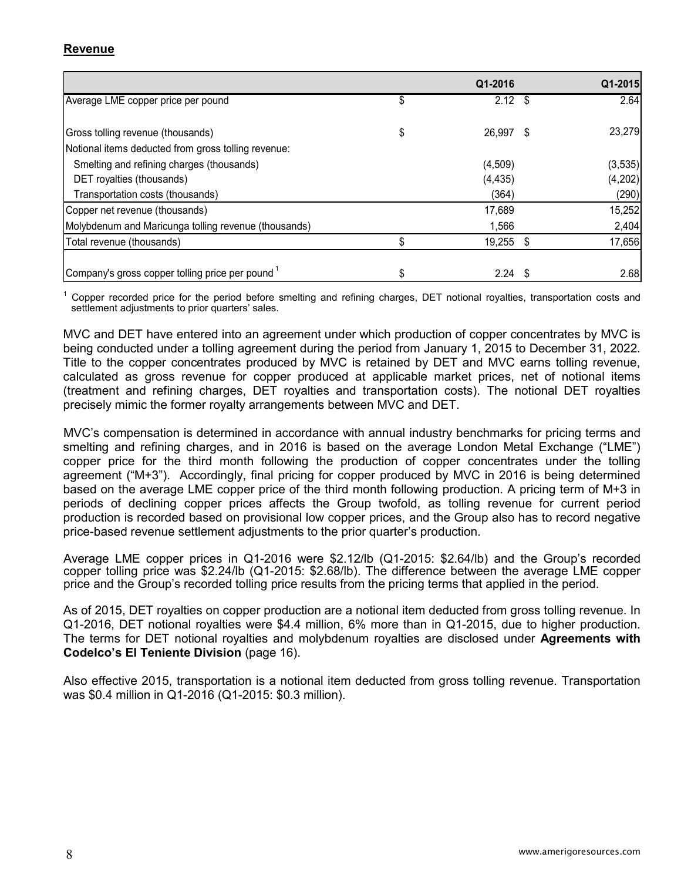## Revenue

| | Q1-2016 | Q1-2015 |
|---|---|---|
| Average LME copper price per pound | $ 2.12 | $ 2.64 |
| Gross tolling revenue (thousands) | $ 26,997 | $ 23,279 |
| Notional items deducted from gross tolling revenue: | | |
| Smelting and refining charges (thousands) | (4,509) | (3,535) |
| DET royalties (thousands) | (4,435) | (4,202) |
| Transportation costs (thousands) | (364) | (290) |
| Copper net revenue (thousands) | 17,689 | 15,252 |
| Molybdenum and Maricunga tolling revenue (thousands) | 1,566 | 2,404 |
| Total revenue (thousands) | $ 19,255 | $ 17,656 |
| Company's gross copper tolling price per pound [1] | $ 2.24 | $ 2.68 |

[1] Copper recorded price for the period before smelting and refining charges, DET notional royalties, transportation costs and settlement adjustments to prior quarters' sales.

MVC and DET have entered into an agreement under which production of copper concentrates by MVC is being conducted under a tolling agreement during the period from January 1, 2015 to December 31, 2022. Title to the copper concentrates produced by MVC is retained by DET and MVC earns tolling revenue, calculated as gross revenue for copper produced at applicable market prices, net of notional items (treatment and refining charges, DET royalties and transportation costs). The notional DET royalties precisely mimic the former royalty arrangements between MVC and DET.

MVC's compensation is determined in accordance with annual industry benchmarks for pricing terms and smelting and refining charges, and in 2016 is based on the average London Metal Exchange ("LME") copper price for the third month following the production of copper concentrates under the tolling agreement ("M+3"). Accordingly, final pricing for copper produced by MVC in 2016 is being determined based on the average LME copper price of the third month following production. A pricing term of M+3 in periods of declining copper prices affects the Group twofold, as tolling revenue for current period production is recorded based on provisional low copper prices, and the Group also has to record negative price-based revenue settlement adjustments to the prior quarter's production.

Average LME copper prices in Q1-2016 were $2.12/lb (Q1-2015: $2.64/lb) and the Group's recorded copper tolling price was $2.24/lb (Q1-2015: $2.68/lb). The difference between the average LME copper price and the Group's recorded tolling price results from the pricing terms that applied in the period.

As of 2015, DET royalties on copper production are a notional item deducted from gross tolling revenue. In Q1-2016, DET notional royalties were $4.4 million, 6% more than in Q1-2015, due to higher production. The terms for DET notional royalties and molybdenum royalties are disclosed under **Agreements with Codelco's El Teniente Division** (page 16).

Also effective 2015, transportation is a notional item deducted from gross tolling revenue. Transportation was $0.4 million in Q1-2016 (Q1-2015: $0.3 million).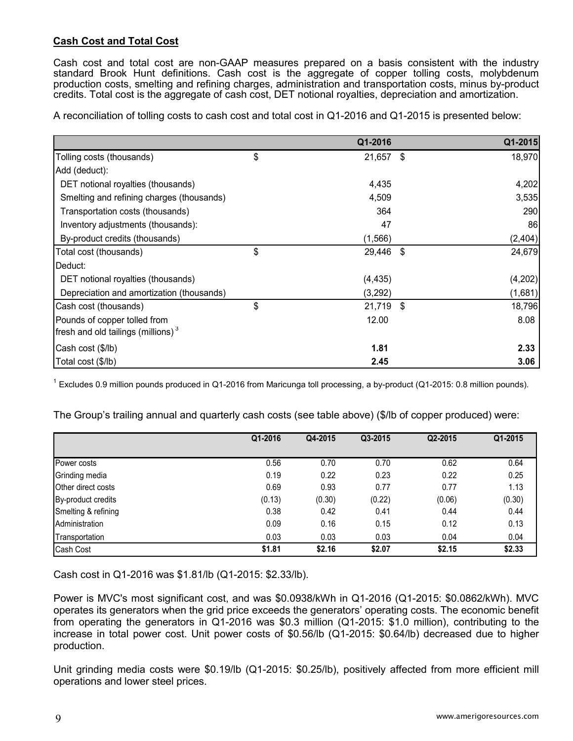## Cash Cost and Total Cost

Cash cost and total cost are non-GAAP measures prepared on a basis consistent with the industry standard Brook Hunt definitions. Cash cost is the aggregate of copper tolling costs, molybdenum production costs, smelting and refining charges, administration and transportation costs, minus by-product credits. Total cost is the aggregate of cash cost, DET notional royalties, depreciation and amortization.

A reconciliation of tolling costs to cash cost and total cost in Q1-2016 and Q1-2015 is presented below:

| | Q1-2016 | Q1-2015 |
|---|---|---|
| Tolling costs (thousands) | $ 21,657 | $ 18,970 |
| Add (deduct): | | |
| DET notional royalties (thousands) | 4,435 | 4,202 |
| Smelting and refining charges (thousands) | 4,509 | 3,535 |
| Transportation costs (thousands) | 364 | 290 |
| Inventory adjustments (thousands): | 47 | 86 |
| By-product credits (thousands) | (1,566) | (2,404) |
| Total cost (thousands) | $ 29,446 | $ 24,679 |
| Deduct: | | |
| DET notional royalties (thousands) | (4,435) | (4,202) |
| Depreciation and amortization (thousands) | (3,292) | (1,681) |
| Cash cost (thousands) | $ 21,719 | $ 18,796 |
| Pounds of copper tolled from fresh and old tailings (millions) [3] | 12.00 | 8.08 |
| Cash cost ($/lb) | **1.81** | **2.33** |
| Total cost ($/lb) | **2.45** | **3.06** |

[1] Excludes 0.9 million pounds produced in Q1-2016 from Maricunga toll processing, a by-product (Q1-2015: 0.8 million pounds).

The Group's trailing annual and quarterly cash costs (see table above) ($/lb of copper produced) were:

| | Q1-2016 | Q4-2015 | Q3-2015 | Q2-2015 | Q1-2015 |
|---|---|---|---|---|---|
| Power costs | 0.56 | 0.70 | 0.70 | 0.62 | 0.64 |
| Grinding media | 0.19 | 0.22 | 0.23 | 0.22 | 0.25 |
| Other direct costs | 0.69 | 0.93 | 0.77 | 0.77 | 1.13 |
| By-product credits | (0.13) | (0.30) | (0.22) | (0.06) | (0.30) |
| Smelting & refining | 0.38 | 0.42 | 0.41 | 0.44 | 0.44 |
| Administration | 0.09 | 0.16 | 0.15 | 0.12 | 0.13 |
| Transportation | 0.03 | 0.03 | 0.03 | 0.04 | 0.04 |
| Cash Cost | **$1.81** | **$2.16** | **$2.07** | **$2.15** | **$2.33** |

Cash cost in Q1-2016 was $1.81/lb (Q1-2015: $2.33/lb).

Power is MVC's most significant cost, and was $0.0938/kWh in Q1-2016 (Q1-2015: $0.0862/kWh). MVC operates its generators when the grid price exceeds the generators' operating costs. The economic benefit from operating the generators in Q1-2016 was $0.3 million (Q1-2015: $1.0 million), contributing to the increase in total power cost. Unit power costs of $0.56/lb (Q1-2015: $0.64/lb) decreased due to higher production.

Unit grinding media costs were $0.19/lb (Q1-2015: $0.25/lb), positively affected from more efficient mill operations and lower steel prices.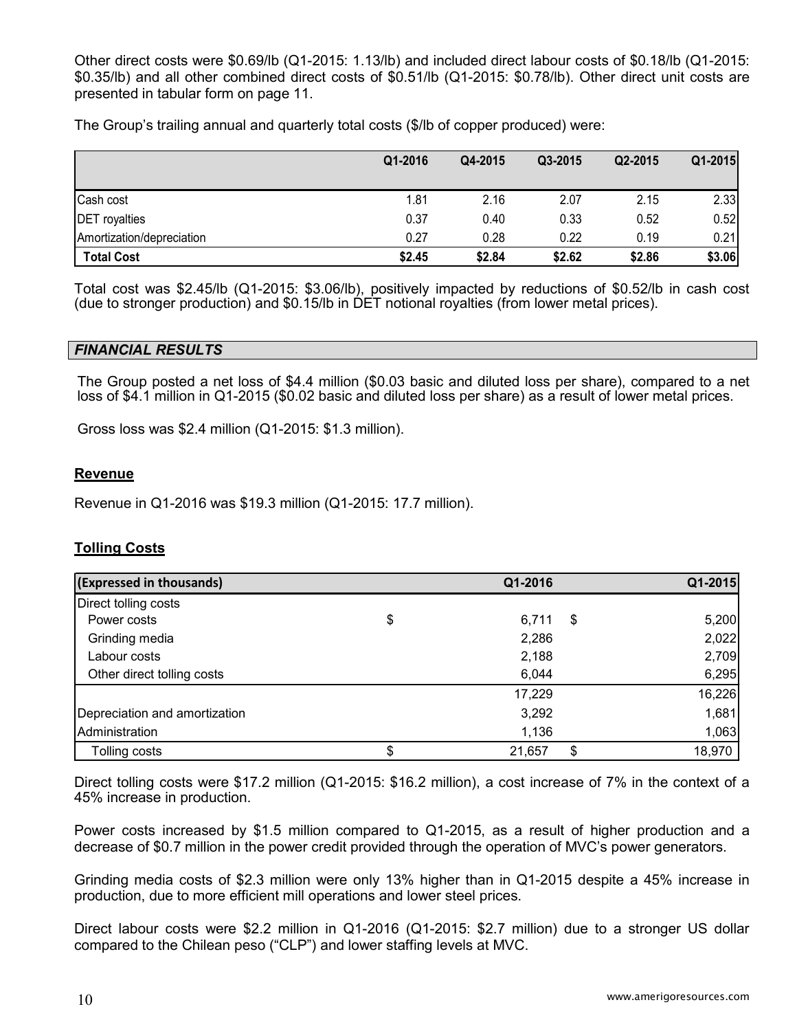Other direct costs were \$0.69/lb (Q1-2015: 1.13/lb) and included direct labour costs of \$0.18/lb (Q1-2015: \$0.35/lb) and all other combined direct costs of \$0.51/lb (Q1-2015: \$0.78/lb). Other direct unit costs are presented in tabular form on page 11.

The Group's trailing annual and quarterly total costs (\$/lb of copper produced) were:

| | Q1-2016 | Q4-2015 | Q3-2015 | Q2-2015 | Q1-2015 |
|---|---|---|---|---|---|
| Cash cost | 1.81 | 2.16 | 2.07 | 2.15 | 2.33 |
| DET royalties | 0.37 | 0.40 | 0.33 | 0.52 | 0.52 |
| Amortization/depreciation | 0.27 | 0.28 | 0.22 | 0.19 | 0.21 |
| **Total Cost** | **\$2.45** | **\$2.84** | **\$2.62** | **\$2.86** | **\$3.06** |

Total cost was \$2.45/lb (Q1-2015: \$3.06/lb), positively impacted by reductions of \$0.52/lb in cash cost (due to stronger production) and \$0.15/lb in DET notional royalties (from lower metal prices).

## *FINANCIAL RESULTS*

The Group posted a net loss of \$4.4 million (\$0.03 basic and diluted loss per share), compared to a net loss of \$4.1 million in Q1-2015 (\$0.02 basic and diluted loss per share) as a result of lower metal prices.

Gross loss was \$2.4 million (Q1-2015: \$1.3 million).

### Revenue

Revenue in Q1-2016 was \$19.3 million (Q1-2015: 17.7 million).

### Tolling Costs

| (Expressed in thousands) | Q1-2016 | Q1-2015 |
|---|---|---|
| Direct tolling costs | | |
| Power costs | \$ 6,711 | \$ 5,200 |
| Grinding media | 2,286 | 2,022 |
| Labour costs | 2,188 | 2,709 |
| Other direct tolling costs | 6,044 | 6,295 |
| | 17,229 | 16,226 |
| Depreciation and amortization | 3,292 | 1,681 |
| Administration | 1,136 | 1,063 |
| Tolling costs | \$ 21,657 | \$ 18,970 |

Direct tolling costs were \$17.2 million (Q1-2015: \$16.2 million), a cost increase of 7% in the context of a 45% increase in production.

Power costs increased by \$1.5 million compared to Q1-2015, as a result of higher production and a decrease of \$0.7 million in the power credit provided through the operation of MVC's power generators.

Grinding media costs of \$2.3 million were only 13% higher than in Q1-2015 despite a 45% increase in production, due to more efficient mill operations and lower steel prices.

Direct labour costs were \$2.2 million in Q1-2016 (Q1-2015: \$2.7 million) due to a stronger US dollar compared to the Chilean peso ("CLP") and lower staffing levels at MVC.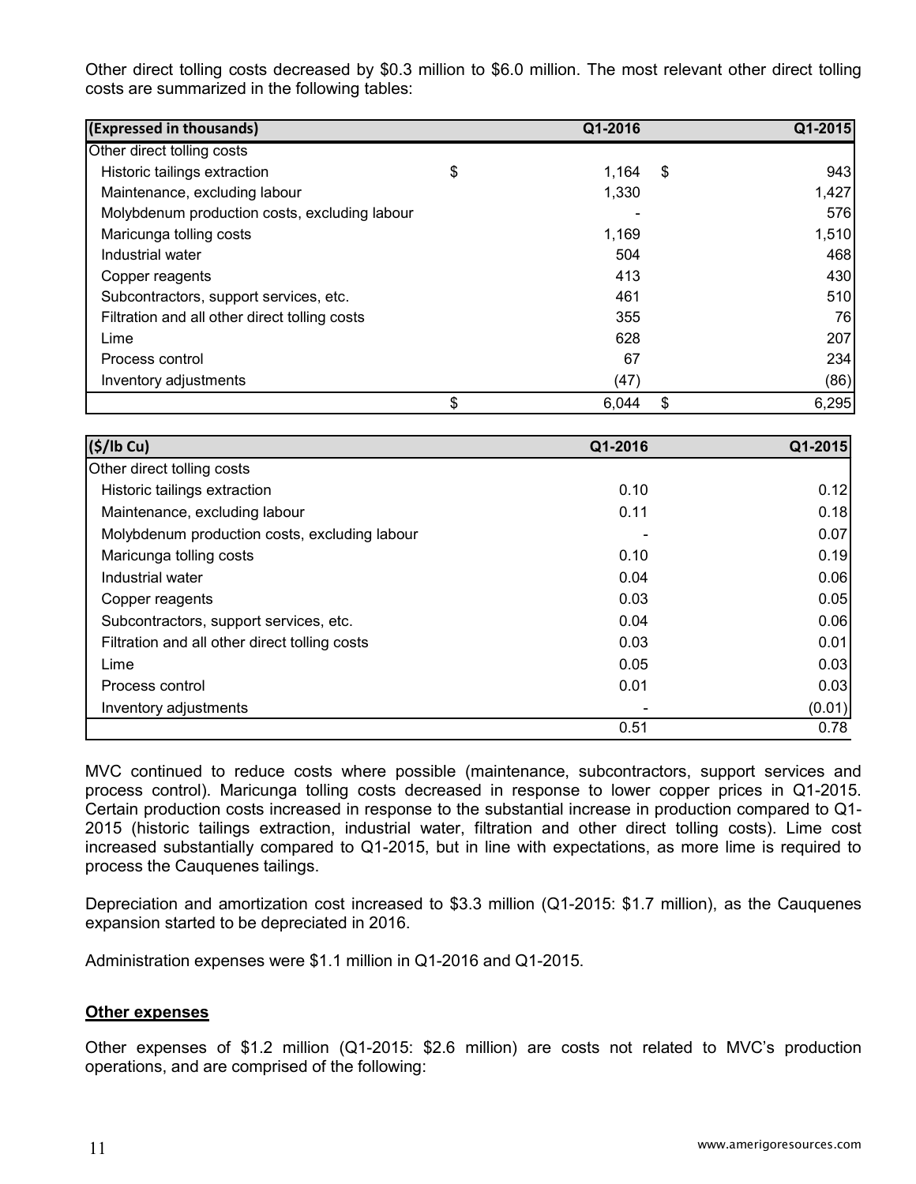Other direct tolling costs decreased by $0.3 million to $6.0 million. The most relevant other direct tolling costs are summarized in the following tables:

| **(Expressed in thousands)** | | **Q1-2016** | | **Q1-2015** |
|---|---|---|---|---|
| Other direct tolling costs | | | | |
| Historic tailings extraction | $ | 1,164 | $ | 943 |
| Maintenance, excluding labour | | 1,330 | | 1,427 |
| Molybdenum production costs, excluding labour | | - | | 576 |
| Maricunga tolling costs | | 1,169 | | 1,510 |
| Industrial water | | 504 | | 468 |
| Copper reagents | | 413 | | 430 |
| Subcontractors, support services, etc. | | 461 | | 510 |
| Filtration and all other direct tolling costs | | 355 | | 76 |
| Lime | | 628 | | 207 |
| Process control | | 67 | | 234 |
| Inventory adjustments | | (47) | | (86) |
| | $ | 6,044 | $ | 6,295 |

| **($/lb Cu)** | **Q1-2016** | **Q1-2015** |
|---|---|---|
| Other direct tolling costs | | |
| Historic tailings extraction | 0.10 | 0.12 |
| Maintenance, excluding labour | 0.11 | 0.18 |
| Molybdenum production costs, excluding labour | - | 0.07 |
| Maricunga tolling costs | 0.10 | 0.19 |
| Industrial water | 0.04 | 0.06 |
| Copper reagents | 0.03 | 0.05 |
| Subcontractors, support services, etc. | 0.04 | 0.06 |
| Filtration and all other direct tolling costs | 0.03 | 0.01 |
| Lime | 0.05 | 0.03 |
| Process control | 0.01 | 0.03 |
| Inventory adjustments | - | (0.01) |
| | 0.51 | 0.78 |

MVC continued to reduce costs where possible (maintenance, subcontractors, support services and process control). Maricunga tolling costs decreased in response to lower copper prices in Q1-2015. Certain production costs increased in response to the substantial increase in production compared to Q1-2015 (historic tailings extraction, industrial water, filtration and other direct tolling costs). Lime cost increased substantially compared to Q1-2015, but in line with expectations, as more lime is required to process the Cauquenes tailings.

Depreciation and amortization cost increased to $3.3 million (Q1-2015: $1.7 million), as the Cauquenes expansion started to be depreciated in 2016.

Administration expenses were $1.1 million in Q1-2016 and Q1-2015.

**Other expenses**

Other expenses of $1.2 million (Q1-2015: $2.6 million) are costs not related to MVC's production operations, and are comprised of the following: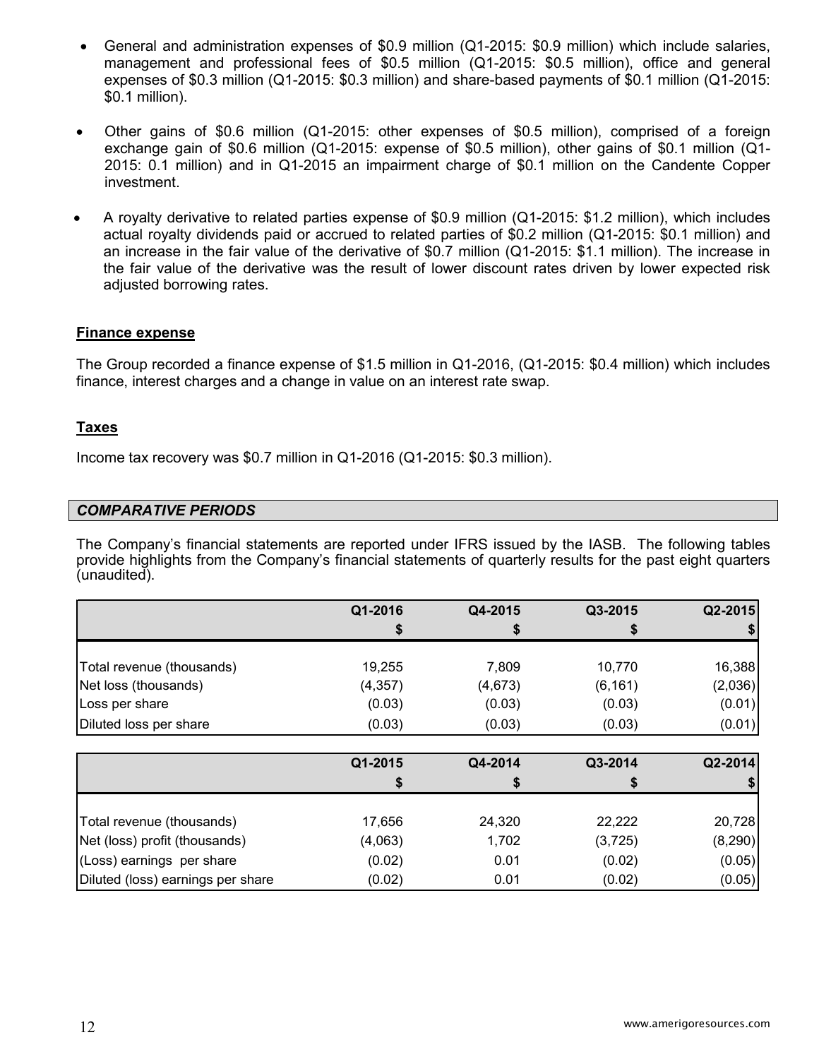- General and administration expenses of $0.9 million (Q1-2015: $0.9 million) which include salaries, management and professional fees of $0.5 million (Q1-2015: $0.5 million), office and general expenses of $0.3 million (Q1-2015: $0.3 million) and share-based payments of $0.1 million (Q1-2015: $0.1 million).
- Other gains of $0.6 million (Q1-2015: other expenses of $0.5 million), comprised of a foreign exchange gain of $0.6 million (Q1-2015: expense of $0.5 million), other gains of $0.1 million (Q1-2015: 0.1 million) and in Q1-2015 an impairment charge of $0.1 million on the Candente Copper investment.
- A royalty derivative to related parties expense of $0.9 million (Q1-2015: $1.2 million), which includes actual royalty dividends paid or accrued to related parties of $0.2 million (Q1-2015: $0.1 million) and an increase in the fair value of the derivative of $0.7 million (Q1-2015: $1.1 million). The increase in the fair value of the derivative was the result of lower discount rates driven by lower expected risk adjusted borrowing rates.

**Finance expense**

The Group recorded a finance expense of $1.5 million in Q1-2016, (Q1-2015: $0.4 million) which includes finance, interest charges and a change in value on an interest rate swap.

**Taxes**

Income tax recovery was $0.7 million in Q1-2016 (Q1-2015: $0.3 million).

## *COMPARATIVE PERIODS*

The Company's financial statements are reported under IFRS issued by the IASB. The following tables provide highlights from the Company's financial statements of quarterly results for the past eight quarters (unaudited).

| | Q1-2016<br>$ | Q4-2015<br>$ | Q3-2015<br>$ | Q2-2015<br>$ |
|---|---|---|---|---|
| Total revenue (thousands) | 19,255 | 7,809 | 10,770 | 16,388 |
| Net loss (thousands) | (4,357) | (4,673) | (6,161) | (2,036) |
| Loss per share | (0.03) | (0.03) | (0.03) | (0.01) |
| Diluted loss per share | (0.03) | (0.03) | (0.03) | (0.01) |

| | Q1-2015<br>$ | Q4-2014<br>$ | Q3-2014<br>$ | Q2-2014<br>$ |
|---|---|---|---|---|
| Total revenue (thousands) | 17,656 | 24,320 | 22,222 | 20,728 |
| Net (loss) profit (thousands) | (4,063) | 1,702 | (3,725) | (8,290) |
| (Loss) earnings per share | (0.02) | 0.01 | (0.02) | (0.05) |
| Diluted (loss) earnings per share | (0.02) | 0.01 | (0.02) | (0.05) |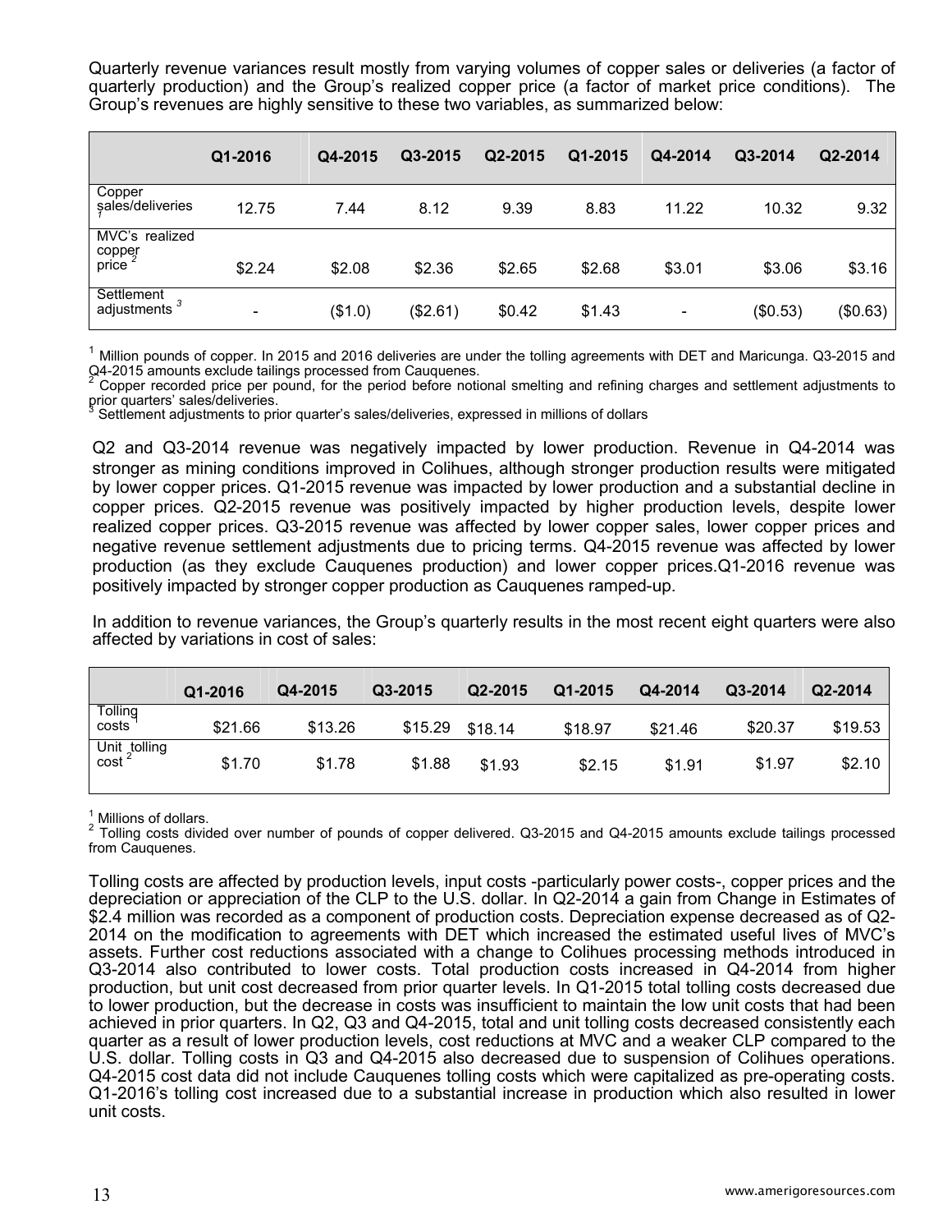Quarterly revenue variances result mostly from varying volumes of copper sales or deliveries (a factor of quarterly production) and the Group's realized copper price (a factor of market price conditions). The Group's revenues are highly sensitive to these two variables, as summarized below:

| | Q1-2016 | Q4-2015 | Q3-2015 | Q2-2015 | Q1-2015 | Q4-2014 | Q3-2014 | Q2-2014 |
|---|---|---|---|---|---|---|---|---|
| Copper sales/deliveries [1] | 12.75 | 7.44 | 8.12 | 9.39 | 8.83 | 11.22 | 10.32 | 9.32 |
| MVC's realized copper price [2] | $2.24 | $2.08 | $2.36 | $2.65 | $2.68 | $3.01 | $3.06 | $3.16 |
| Settlement adjustments [3] | - | ($1.0) | ($2.61) | $0.42 | $1.43 | - | ($0.53) | ($0.63) |

[1] Million pounds of copper. In 2015 and 2016 deliveries are under the tolling agreements with DET and Maricunga. Q3-2015 and Q4-2015 amounts exclude tailings processed from Cauquenes.
[2] Copper recorded price per pound, for the period before notional smelting and refining charges and settlement adjustments to prior quarters' sales/deliveries.
[3] Settlement adjustments to prior quarter's sales/deliveries, expressed in millions of dollars

Q2 and Q3-2014 revenue was negatively impacted by lower production. Revenue in Q4-2014 was stronger as mining conditions improved in Colihues, although stronger production results were mitigated by lower copper prices. Q1-2015 revenue was impacted by lower production and a substantial decline in copper prices. Q2-2015 revenue was positively impacted by higher production levels, despite lower realized copper prices. Q3-2015 revenue was affected by lower copper sales, lower copper prices and negative revenue settlement adjustments due to pricing terms. Q4-2015 revenue was affected by lower production (as they exclude Cauquenes production) and lower copper prices.Q1-2016 revenue was positively impacted by stronger copper production as Cauquenes ramped-up.

In addition to revenue variances, the Group's quarterly results in the most recent eight quarters were also affected by variations in cost of sales:

| | Q1-2016 | Q4-2015 | Q3-2015 | Q2-2015 | Q1-2015 | Q4-2014 | Q3-2014 | Q2-2014 |
|---|---|---|---|---|---|---|---|---|
| Tolling costs [1] | $21.66 | $13.26 | $15.29 | $18.14 | $18.97 | $21.46 | $20.37 | $19.53 |
| Unit tolling cost [2] | $1.70 | $1.78 | $1.88 | $1.93 | $2.15 | $1.91 | $1.97 | $2.10 |

[1] Millions of dollars.
[2] Tolling costs divided over number of pounds of copper delivered. Q3-2015 and Q4-2015 amounts exclude tailings processed from Cauquenes.

Tolling costs are affected by production levels, input costs -particularly power costs-, copper prices and the depreciation or appreciation of the CLP to the U.S. dollar. In Q2-2014 a gain from Change in Estimates of $2.4 million was recorded as a component of production costs. Depreciation expense decreased as of Q2-2014 on the modification to agreements with DET which increased the estimated useful lives of MVC's assets. Further cost reductions associated with a change to Colihues processing methods introduced in Q3-2014 also contributed to lower costs. Total production costs increased in Q4-2014 from higher production, but unit cost decreased from prior quarter levels. In Q1-2015 total tolling costs decreased due to lower production, but the decrease in costs was insufficient to maintain the low unit costs that had been achieved in prior quarters. In Q2, Q3 and Q4-2015, total and unit tolling costs decreased consistently each quarter as a result of lower production levels, cost reductions at MVC and a weaker CLP compared to the U.S. dollar. Tolling costs in Q3 and Q4-2015 also decreased due to suspension of Colihues operations. Q4-2015 cost data did not include Cauquenes tolling costs which were capitalized as pre-operating costs. Q1-2016's tolling cost increased due to a substantial increase in production which also resulted in lower unit costs.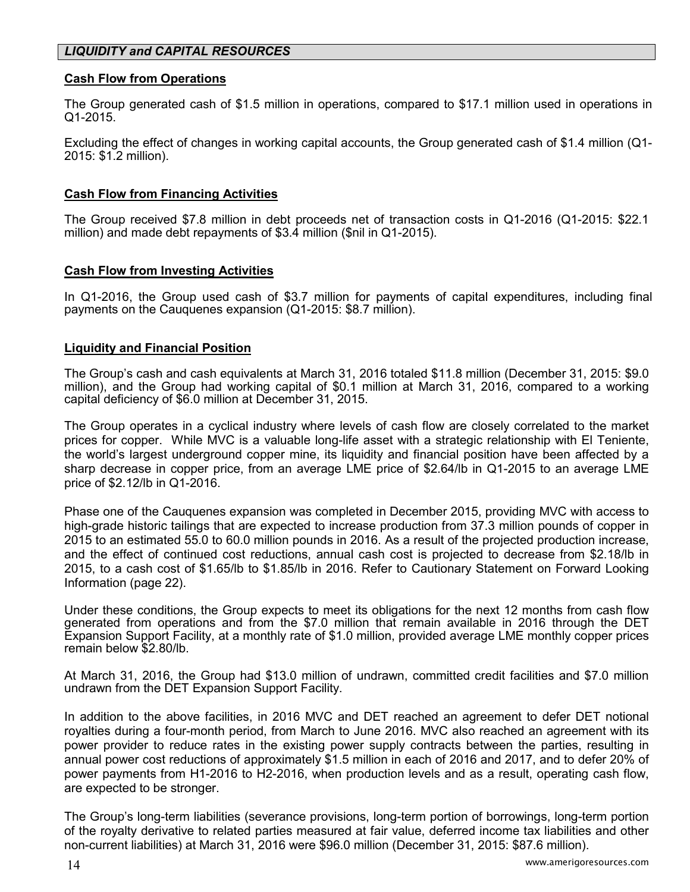## *LIQUIDITY and CAPITAL RESOURCES*

**Cash Flow from Operations**

The Group generated cash of $1.5 million in operations, compared to $17.1 million used in operations in Q1-2015.

Excluding the effect of changes in working capital accounts, the Group generated cash of $1.4 million (Q1-2015: $1.2 million).

**Cash Flow from Financing Activities**

The Group received $7.8 million in debt proceeds net of transaction costs in Q1-2016 (Q1-2015: $22.1 million) and made debt repayments of $3.4 million ($nil in Q1-2015).

**Cash Flow from Investing Activities**

In Q1-2016, the Group used cash of $3.7 million for payments of capital expenditures, including final payments on the Cauquenes expansion (Q1-2015: $8.7 million).

**Liquidity and Financial Position**

The Group's cash and cash equivalents at March 31, 2016 totaled $11.8 million (December 31, 2015: $9.0 million), and the Group had working capital of $0.1 million at March 31, 2016, compared to a working capital deficiency of $6.0 million at December 31, 2015.

The Group operates in a cyclical industry where levels of cash flow are closely correlated to the market prices for copper. While MVC is a valuable long-life asset with a strategic relationship with El Teniente, the world's largest underground copper mine, its liquidity and financial position have been affected by a sharp decrease in copper price, from an average LME price of $2.64/lb in Q1-2015 to an average LME price of $2.12/lb in Q1-2016.

Phase one of the Cauquenes expansion was completed in December 2015, providing MVC with access to high-grade historic tailings that are expected to increase production from 37.3 million pounds of copper in 2015 to an estimated 55.0 to 60.0 million pounds in 2016. As a result of the projected production increase, and the effect of continued cost reductions, annual cash cost is projected to decrease from $2.18/lb in 2015, to a cash cost of $1.65/lb to $1.85/lb in 2016. Refer to Cautionary Statement on Forward Looking Information (page 22).

Under these conditions, the Group expects to meet its obligations for the next 12 months from cash flow generated from operations and from the $7.0 million that remain available in 2016 through the DET Expansion Support Facility, at a monthly rate of $1.0 million, provided average LME monthly copper prices remain below $2.80/lb.

At March 31, 2016, the Group had $13.0 million of undrawn, committed credit facilities and $7.0 million undrawn from the DET Expansion Support Facility.

In addition to the above facilities, in 2016 MVC and DET reached an agreement to defer DET notional royalties during a four-month period, from March to June 2016. MVC also reached an agreement with its power provider to reduce rates in the existing power supply contracts between the parties, resulting in annual power cost reductions of approximately $1.5 million in each of 2016 and 2017, and to defer 20% of power payments from H1-2016 to H2-2016, when production levels and as a result, operating cash flow, are expected to be stronger.

The Group's long-term liabilities (severance provisions, long-term portion of borrowings, long-term portion of the royalty derivative to related parties measured at fair value, deferred income tax liabilities and other non-current liabilities) at March 31, 2016 were $96.0 million (December 31, 2015: $87.6 million).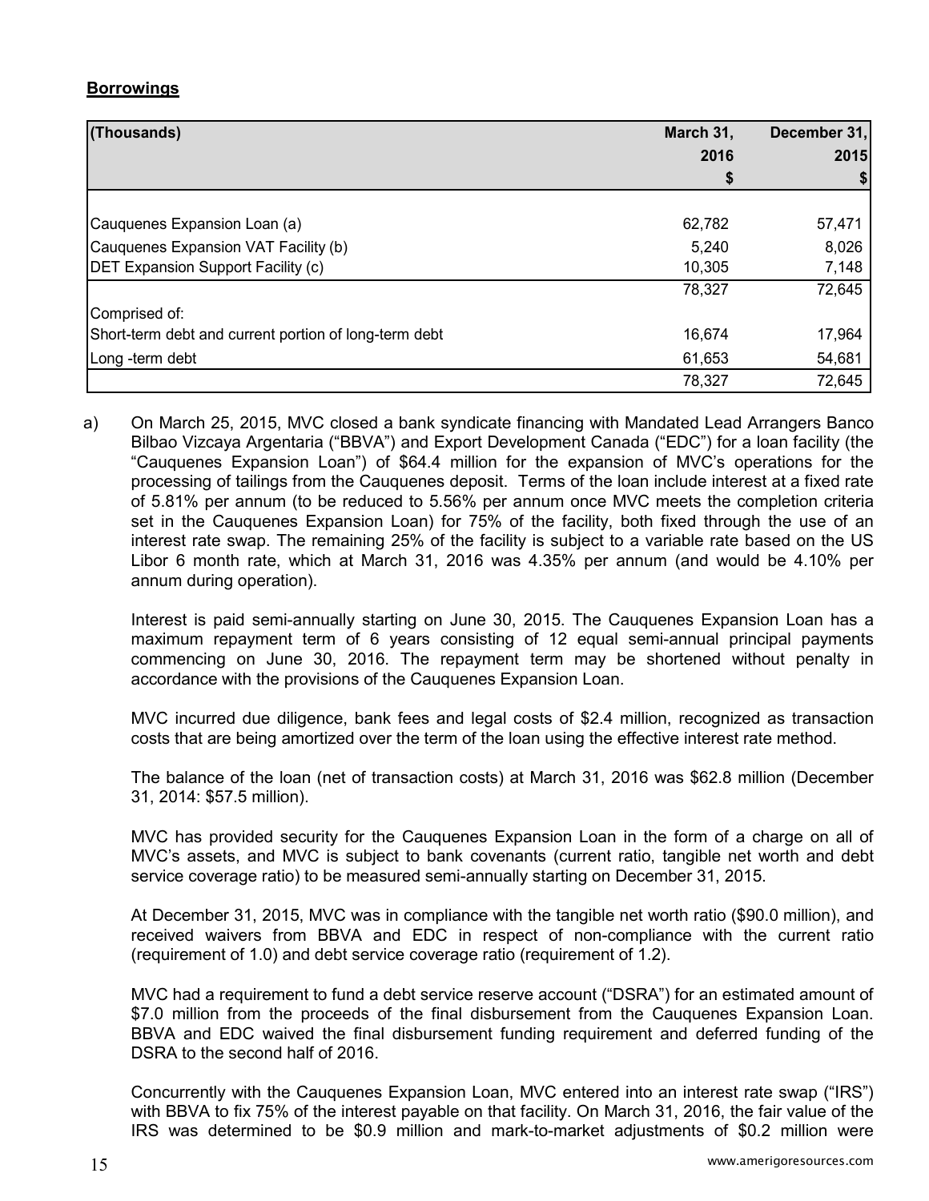**Borrowings**

| (Thousands) | March 31, 2016 $ | December 31, 2015 $ |
|---|---|---|
| Cauquenes Expansion Loan (a) | 62,782 | 57,471 |
| Cauquenes Expansion VAT Facility (b) | 5,240 | 8,026 |
| DET Expansion Support Facility (c) | 10,305 | 7,148 |
| | 78,327 | 72,645 |
| Comprised of: | | |
| Short-term debt and current portion of long-term debt | 16,674 | 17,964 |
| Long -term debt | 61,653 | 54,681 |
| | 78,327 | 72,645 |

a) On March 25, 2015, MVC closed a bank syndicate financing with Mandated Lead Arrangers Banco Bilbao Vizcaya Argentaria ("BBVA") and Export Development Canada ("EDC") for a loan facility (the "Cauquenes Expansion Loan") of $64.4 million for the expansion of MVC's operations for the processing of tailings from the Cauquenes deposit. Terms of the loan include interest at a fixed rate of 5.81% per annum (to be reduced to 5.56% per annum once MVC meets the completion criteria set in the Cauquenes Expansion Loan) for 75% of the facility, both fixed through the use of an interest rate swap. The remaining 25% of the facility is subject to a variable rate based on the US Libor 6 month rate, which at March 31, 2016 was 4.35% per annum (and would be 4.10% per annum during operation).

   Interest is paid semi-annually starting on June 30, 2015. The Cauquenes Expansion Loan has a maximum repayment term of 6 years consisting of 12 equal semi-annual principal payments commencing on June 30, 2016. The repayment term may be shortened without penalty in accordance with the provisions of the Cauquenes Expansion Loan.

   MVC incurred due diligence, bank fees and legal costs of $2.4 million, recognized as transaction costs that are being amortized over the term of the loan using the effective interest rate method.

   The balance of the loan (net of transaction costs) at March 31, 2016 was $62.8 million (December 31, 2014: $57.5 million).

   MVC has provided security for the Cauquenes Expansion Loan in the form of a charge on all of MVC's assets, and MVC is subject to bank covenants (current ratio, tangible net worth and debt service coverage ratio) to be measured semi-annually starting on December 31, 2015.

   At December 31, 2015, MVC was in compliance with the tangible net worth ratio ($90.0 million), and received waivers from BBVA and EDC in respect of non-compliance with the current ratio (requirement of 1.0) and debt service coverage ratio (requirement of 1.2).

   MVC had a requirement to fund a debt service reserve account ("DSRA") for an estimated amount of $7.0 million from the proceeds of the final disbursement from the Cauquenes Expansion Loan. BBVA and EDC waived the final disbursement funding requirement and deferred funding of the DSRA to the second half of 2016.

   Concurrently with the Cauquenes Expansion Loan, MVC entered into an interest rate swap ("IRS") with BBVA to fix 75% of the interest payable on that facility. On March 31, 2016, the fair value of the IRS was determined to be $0.9 million and mark-to-market adjustments of $0.2 million were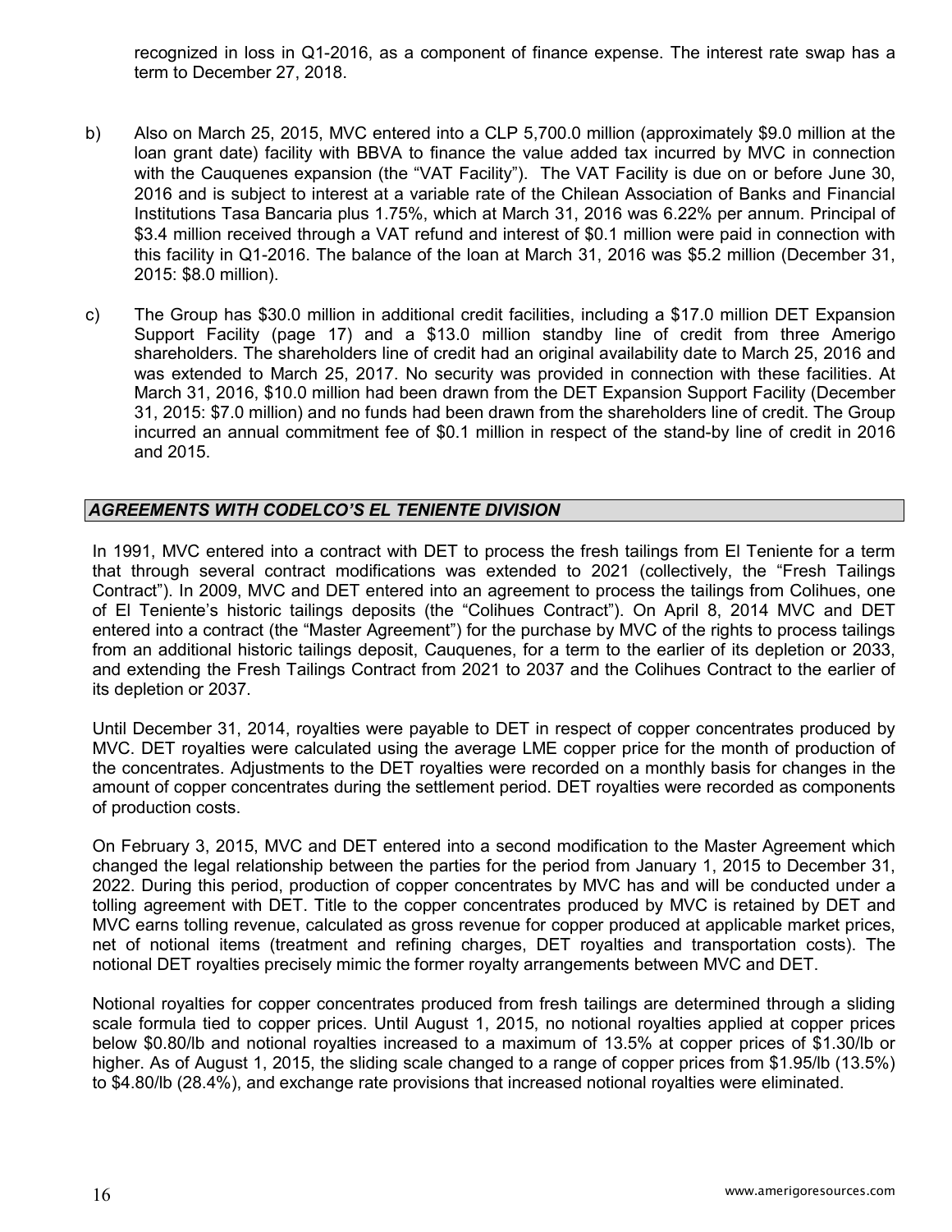recognized in loss in Q1-2016, as a component of finance expense. The interest rate swap has a term to December 27, 2018.

b) Also on March 25, 2015, MVC entered into a CLP 5,700.0 million (approximately $9.0 million at the loan grant date) facility with BBVA to finance the value added tax incurred by MVC in connection with the Cauquenes expansion (the "VAT Facility"). The VAT Facility is due on or before June 30, 2016 and is subject to interest at a variable rate of the Chilean Association of Banks and Financial Institutions Tasa Bancaria plus 1.75%, which at March 31, 2016 was 6.22% per annum. Principal of $3.4 million received through a VAT refund and interest of $0.1 million were paid in connection with this facility in Q1-2016. The balance of the loan at March 31, 2016 was $5.2 million (December 31, 2015: $8.0 million).

c) The Group has $30.0 million in additional credit facilities, including a $17.0 million DET Expansion Support Facility (page 17) and a $13.0 million standby line of credit from three Amerigo shareholders. The shareholders line of credit had an original availability date to March 25, 2016 and was extended to March 25, 2017. No security was provided in connection with these facilities. At March 31, 2016, $10.0 million had been drawn from the DET Expansion Support Facility (December 31, 2015: $7.0 million) and no funds had been drawn from the shareholders line of credit. The Group incurred an annual commitment fee of $0.1 million in respect of the stand-by line of credit in 2016 and 2015.

## *AGREEMENTS WITH CODELCO'S EL TENIENTE DIVISION*

In 1991, MVC entered into a contract with DET to process the fresh tailings from El Teniente for a term that through several contract modifications was extended to 2021 (collectively, the "Fresh Tailings Contract"). In 2009, MVC and DET entered into an agreement to process the tailings from Colihues, one of El Teniente's historic tailings deposits (the "Colihues Contract"). On April 8, 2014 MVC and DET entered into a contract (the "Master Agreement") for the purchase by MVC of the rights to process tailings from an additional historic tailings deposit, Cauquenes, for a term to the earlier of its depletion or 2033, and extending the Fresh Tailings Contract from 2021 to 2037 and the Colihues Contract to the earlier of its depletion or 2037.

Until December 31, 2014, royalties were payable to DET in respect of copper concentrates produced by MVC. DET royalties were calculated using the average LME copper price for the month of production of the concentrates. Adjustments to the DET royalties were recorded on a monthly basis for changes in the amount of copper concentrates during the settlement period. DET royalties were recorded as components of production costs.

On February 3, 2015, MVC and DET entered into a second modification to the Master Agreement which changed the legal relationship between the parties for the period from January 1, 2015 to December 31, 2022. During this period, production of copper concentrates by MVC has and will be conducted under a tolling agreement with DET. Title to the copper concentrates produced by MVC is retained by DET and MVC earns tolling revenue, calculated as gross revenue for copper produced at applicable market prices, net of notional items (treatment and refining charges, DET royalties and transportation costs). The notional DET royalties precisely mimic the former royalty arrangements between MVC and DET.

Notional royalties for copper concentrates produced from fresh tailings are determined through a sliding scale formula tied to copper prices. Until August 1, 2015, no notional royalties applied at copper prices below $0.80/lb and notional royalties increased to a maximum of 13.5% at copper prices of $1.30/lb or higher. As of August 1, 2015, the sliding scale changed to a range of copper prices from $1.95/lb (13.5%) to $4.80/lb (28.4%), and exchange rate provisions that increased notional royalties were eliminated.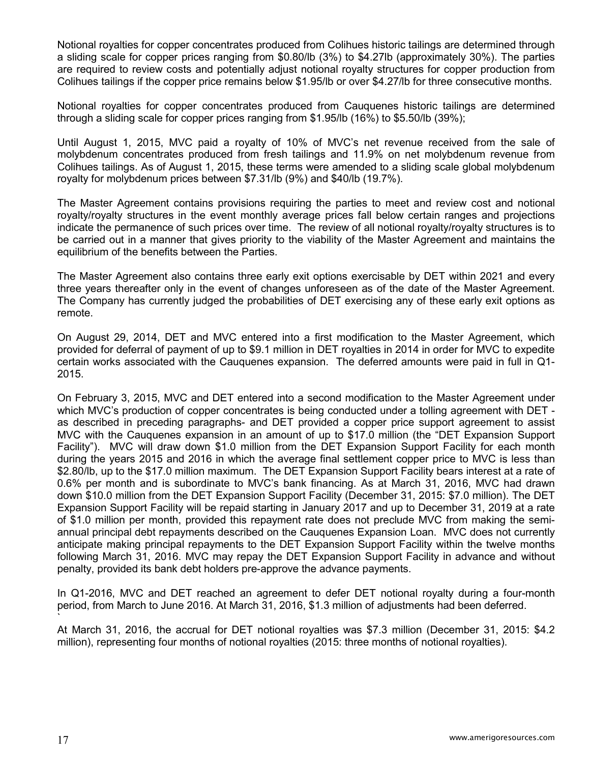Notional royalties for copper concentrates produced from Colihues historic tailings are determined through a sliding scale for copper prices ranging from $0.80/lb (3%) to $4.27lb (approximately 30%). The parties are required to review costs and potentially adjust notional royalty structures for copper production from Colihues tailings if the copper price remains below $1.95/lb or over $4.27/lb for three consecutive months.

Notional royalties for copper concentrates produced from Cauquenes historic tailings are determined through a sliding scale for copper prices ranging from $1.95/lb (16%) to $5.50/lb (39%);

Until August 1, 2015, MVC paid a royalty of 10% of MVC's net revenue received from the sale of molybdenum concentrates produced from fresh tailings and 11.9% on net molybdenum revenue from Colihues tailings. As of August 1, 2015, these terms were amended to a sliding scale global molybdenum royalty for molybdenum prices between $7.31/lb (9%) and $40/lb (19.7%).

The Master Agreement contains provisions requiring the parties to meet and review cost and notional royalty/royalty structures in the event monthly average prices fall below certain ranges and projections indicate the permanence of such prices over time. The review of all notional royalty/royalty structures is to be carried out in a manner that gives priority to the viability of the Master Agreement and maintains the equilibrium of the benefits between the Parties.

The Master Agreement also contains three early exit options exercisable by DET within 2021 and every three years thereafter only in the event of changes unforeseen as of the date of the Master Agreement. The Company has currently judged the probabilities of DET exercising any of these early exit options as remote.

On August 29, 2014, DET and MVC entered into a first modification to the Master Agreement, which provided for deferral of payment of up to $9.1 million in DET royalties in 2014 in order for MVC to expedite certain works associated with the Cauquenes expansion. The deferred amounts were paid in full in Q1-2015.

On February 3, 2015, MVC and DET entered into a second modification to the Master Agreement under which MVC's production of copper concentrates is being conducted under a tolling agreement with DET - as described in preceding paragraphs- and DET provided a copper price support agreement to assist MVC with the Cauquenes expansion in an amount of up to $17.0 million (the "DET Expansion Support Facility"). MVC will draw down $1.0 million from the DET Expansion Support Facility for each month during the years 2015 and 2016 in which the average final settlement copper price to MVC is less than $2.80/lb, up to the $17.0 million maximum. The DET Expansion Support Facility bears interest at a rate of 0.6% per month and is subordinate to MVC's bank financing. As at March 31, 2016, MVC had drawn down $10.0 million from the DET Expansion Support Facility (December 31, 2015: $7.0 million). The DET Expansion Support Facility will be repaid starting in January 2017 and up to December 31, 2019 at a rate of $1.0 million per month, provided this repayment rate does not preclude MVC from making the semi-annual principal debt repayments described on the Cauquenes Expansion Loan. MVC does not currently anticipate making principal repayments to the DET Expansion Support Facility within the twelve months following March 31, 2016. MVC may repay the DET Expansion Support Facility in advance and without penalty, provided its bank debt holders pre-approve the advance payments.

In Q1-2016, MVC and DET reached an agreement to defer DET notional royalty during a four-month period, from March to June 2016. At March 31, 2016, $1.3 million of adjustments had been deferred.

At March 31, 2016, the accrual for DET notional royalties was $7.3 million (December 31, 2015: $4.2 million), representing four months of notional royalties (2015: three months of notional royalties).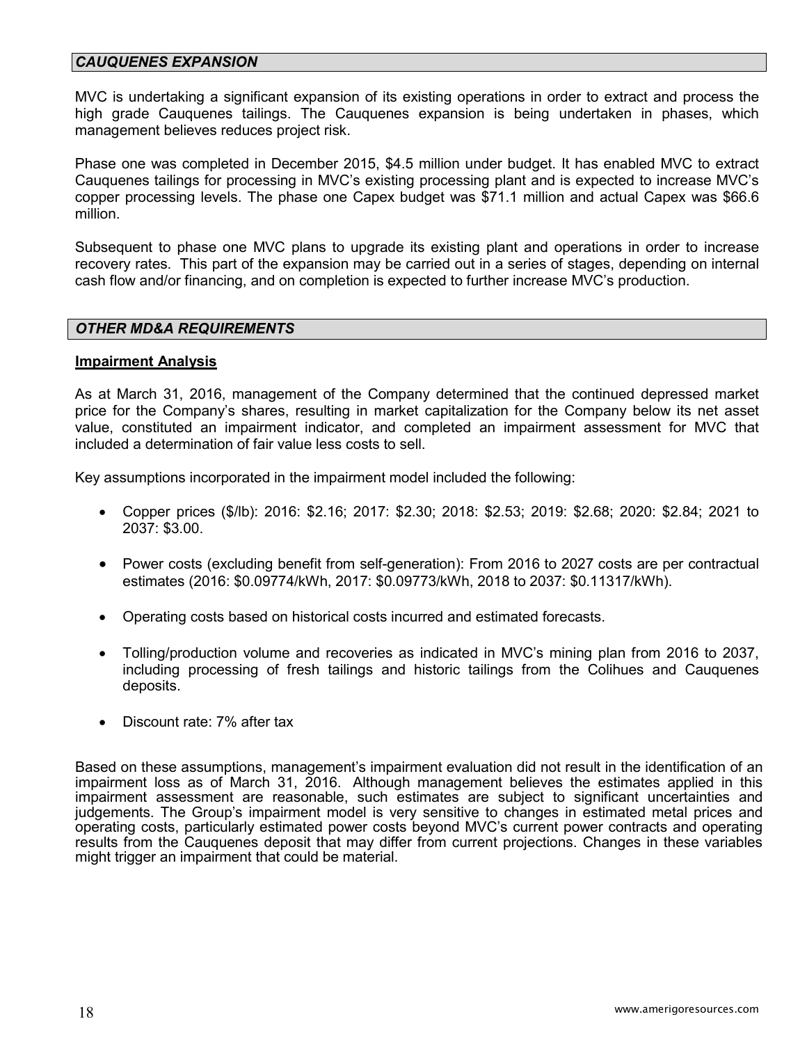## *CAUQUENES EXPANSION*

MVC is undertaking a significant expansion of its existing operations in order to extract and process the high grade Cauquenes tailings. The Cauquenes expansion is being undertaken in phases, which management believes reduces project risk.

Phase one was completed in December 2015, $4.5 million under budget. It has enabled MVC to extract Cauquenes tailings for processing in MVC's existing processing plant and is expected to increase MVC's copper processing levels. The phase one Capex budget was $71.1 million and actual Capex was $66.6 million.

Subsequent to phase one MVC plans to upgrade its existing plant and operations in order to increase recovery rates. This part of the expansion may be carried out in a series of stages, depending on internal cash flow and/or financing, and on completion is expected to further increase MVC's production.

## *OTHER MD&A REQUIREMENTS*

### Impairment Analysis

As at March 31, 2016, management of the Company determined that the continued depressed market price for the Company's shares, resulting in market capitalization for the Company below its net asset value, constituted an impairment indicator, and completed an impairment assessment for MVC that included a determination of fair value less costs to sell.

Key assumptions incorporated in the impairment model included the following:

- Copper prices ($/lb): 2016: $2.16; 2017: $2.30; 2018: $2.53; 2019: $2.68; 2020: $2.84; 2021 to 2037: $3.00.
- Power costs (excluding benefit from self-generation): From 2016 to 2027 costs are per contractual estimates (2016: $0.09774/kWh, 2017: $0.09773/kWh, 2018 to 2037: $0.11317/kWh).
- Operating costs based on historical costs incurred and estimated forecasts.
- Tolling/production volume and recoveries as indicated in MVC's mining plan from 2016 to 2037, including processing of fresh tailings and historic tailings from the Colihues and Cauquenes deposits.
- Discount rate: 7% after tax

Based on these assumptions, management's impairment evaluation did not result in the identification of an impairment loss as of March 31, 2016. Although management believes the estimates applied in this impairment assessment are reasonable, such estimates are subject to significant uncertainties and judgements. The Group's impairment model is very sensitive to changes in estimated metal prices and operating costs, particularly estimated power costs beyond MVC's current power contracts and operating results from the Cauquenes deposit that may differ from current projections. Changes in these variables might trigger an impairment that could be material.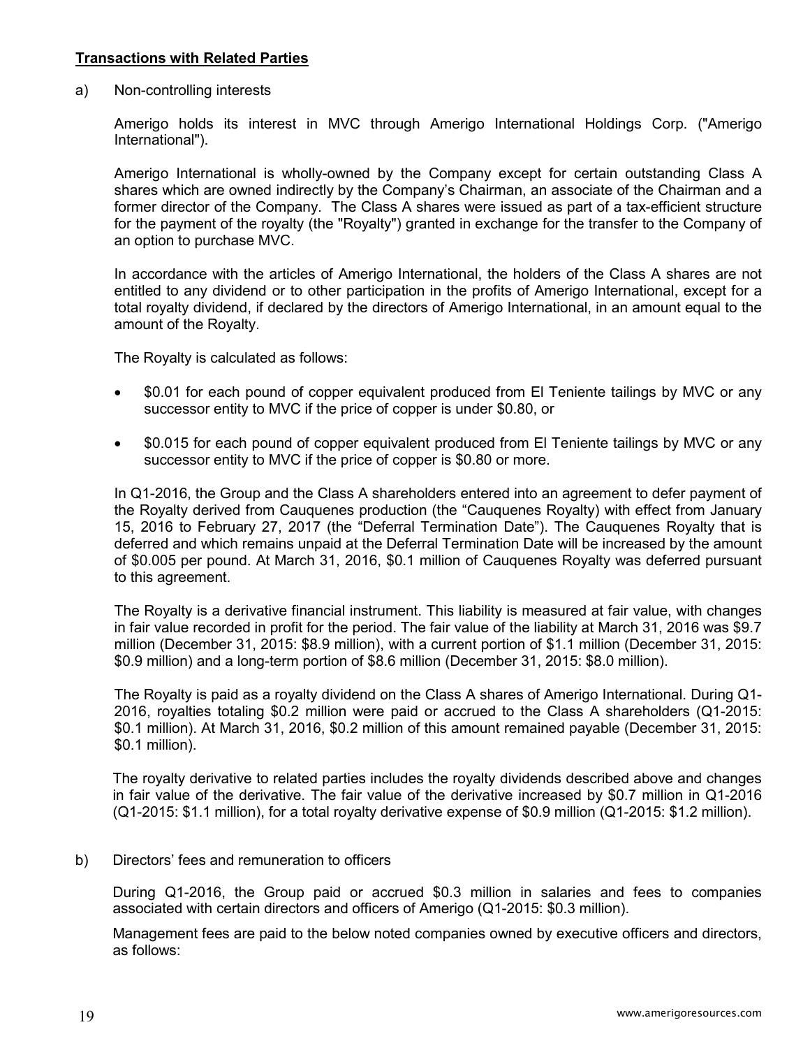**Transactions with Related Parties**

a) Non-controlling interests

Amerigo holds its interest in MVC through Amerigo International Holdings Corp. ("Amerigo International").

Amerigo International is wholly-owned by the Company except for certain outstanding Class A shares which are owned indirectly by the Company's Chairman, an associate of the Chairman and a former director of the Company. The Class A shares were issued as part of a tax-efficient structure for the payment of the royalty (the "Royalty") granted in exchange for the transfer to the Company of an option to purchase MVC.

In accordance with the articles of Amerigo International, the holders of the Class A shares are not entitled to any dividend or to other participation in the profits of Amerigo International, except for a total royalty dividend, if declared by the directors of Amerigo International, in an amount equal to the amount of the Royalty.

The Royalty is calculated as follows:

- $0.01 for each pound of copper equivalent produced from El Teniente tailings by MVC or any successor entity to MVC if the price of copper is under $0.80, or
- $0.015 for each pound of copper equivalent produced from El Teniente tailings by MVC or any successor entity to MVC if the price of copper is $0.80 or more.

In Q1-2016, the Group and the Class A shareholders entered into an agreement to defer payment of the Royalty derived from Cauquenes production (the "Cauquenes Royalty) with effect from January 15, 2016 to February 27, 2017 (the "Deferral Termination Date"). The Cauquenes Royalty that is deferred and which remains unpaid at the Deferral Termination Date will be increased by the amount of $0.005 per pound. At March 31, 2016, $0.1 million of Cauquenes Royalty was deferred pursuant to this agreement.

The Royalty is a derivative financial instrument. This liability is measured at fair value, with changes in fair value recorded in profit for the period. The fair value of the liability at March 31, 2016 was $9.7 million (December 31, 2015: $8.9 million), with a current portion of $1.1 million (December 31, 2015: $0.9 million) and a long-term portion of $8.6 million (December 31, 2015: $8.0 million).

The Royalty is paid as a royalty dividend on the Class A shares of Amerigo International. During Q1-2016, royalties totaling $0.2 million were paid or accrued to the Class A shareholders (Q1-2015: $0.1 million). At March 31, 2016, $0.2 million of this amount remained payable (December 31, 2015: $0.1 million).

The royalty derivative to related parties includes the royalty dividends described above and changes in fair value of the derivative. The fair value of the derivative increased by $0.7 million in Q1-2016 (Q1-2015: $1.1 million), for a total royalty derivative expense of $0.9 million (Q1-2015: $1.2 million).

b) Directors' fees and remuneration to officers

During Q1-2016, the Group paid or accrued $0.3 million in salaries and fees to companies associated with certain directors and officers of Amerigo (Q1-2015: $0.3 million).

Management fees are paid to the below noted companies owned by executive officers and directors, as follows: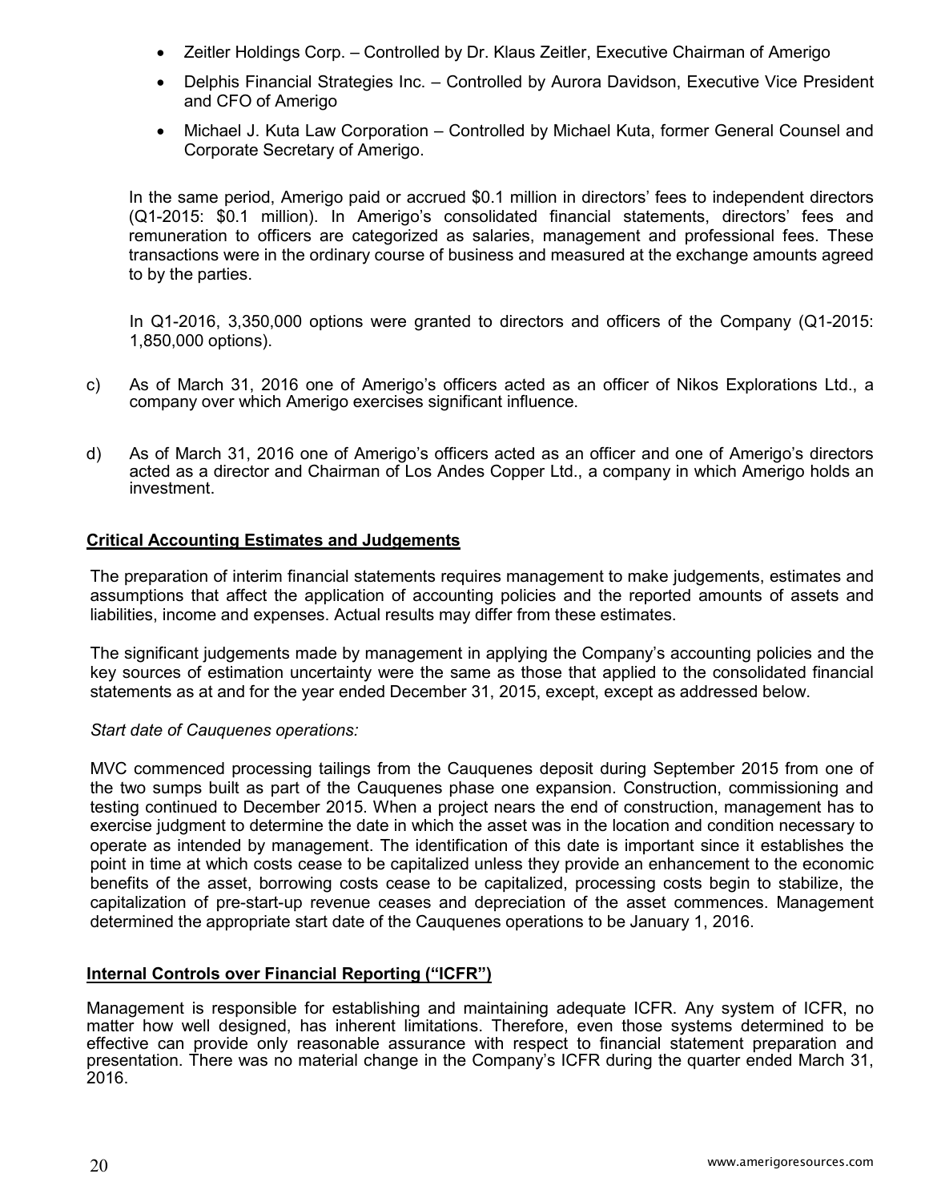- Zeitler Holdings Corp. – Controlled by Dr. Klaus Zeitler, Executive Chairman of Amerigo
- Delphis Financial Strategies Inc. – Controlled by Aurora Davidson, Executive Vice President and CFO of Amerigo
- Michael J. Kuta Law Corporation – Controlled by Michael Kuta, former General Counsel and Corporate Secretary of Amerigo.

In the same period, Amerigo paid or accrued $0.1 million in directors' fees to independent directors (Q1-2015: $0.1 million). In Amerigo's consolidated financial statements, directors' fees and remuneration to officers are categorized as salaries, management and professional fees. These transactions were in the ordinary course of business and measured at the exchange amounts agreed to by the parties.

In Q1-2016, 3,350,000 options were granted to directors and officers of the Company (Q1-2015: 1,850,000 options).

c) As of March 31, 2016 one of Amerigo's officers acted as an officer of Nikos Explorations Ltd., a company over which Amerigo exercises significant influence.

d) As of March 31, 2016 one of Amerigo's officers acted as an officer and one of Amerigo's directors acted as a director and Chairman of Los Andes Copper Ltd., a company in which Amerigo holds an investment.

## Critical Accounting Estimates and Judgements

The preparation of interim financial statements requires management to make judgements, estimates and assumptions that affect the application of accounting policies and the reported amounts of assets and liabilities, income and expenses. Actual results may differ from these estimates.

The significant judgements made by management in applying the Company's accounting policies and the key sources of estimation uncertainty were the same as those that applied to the consolidated financial statements as at and for the year ended December 31, 2015, except, except as addressed below.

*Start date of Cauquenes operations:*

MVC commenced processing tailings from the Cauquenes deposit during September 2015 from one of the two sumps built as part of the Cauquenes phase one expansion. Construction, commissioning and testing continued to December 2015. When a project nears the end of construction, management has to exercise judgment to determine the date in which the asset was in the location and condition necessary to operate as intended by management. The identification of this date is important since it establishes the point in time at which costs cease to be capitalized unless they provide an enhancement to the economic benefits of the asset, borrowing costs cease to be capitalized, processing costs begin to stabilize, the capitalization of pre-start-up revenue ceases and depreciation of the asset commences. Management determined the appropriate start date of the Cauquenes operations to be January 1, 2016.

## Internal Controls over Financial Reporting ("ICFR")

Management is responsible for establishing and maintaining adequate ICFR. Any system of ICFR, no matter how well designed, has inherent limitations. Therefore, even those systems determined to be effective can provide only reasonable assurance with respect to financial statement preparation and presentation. There was no material change in the Company's ICFR during the quarter ended March 31, 2016.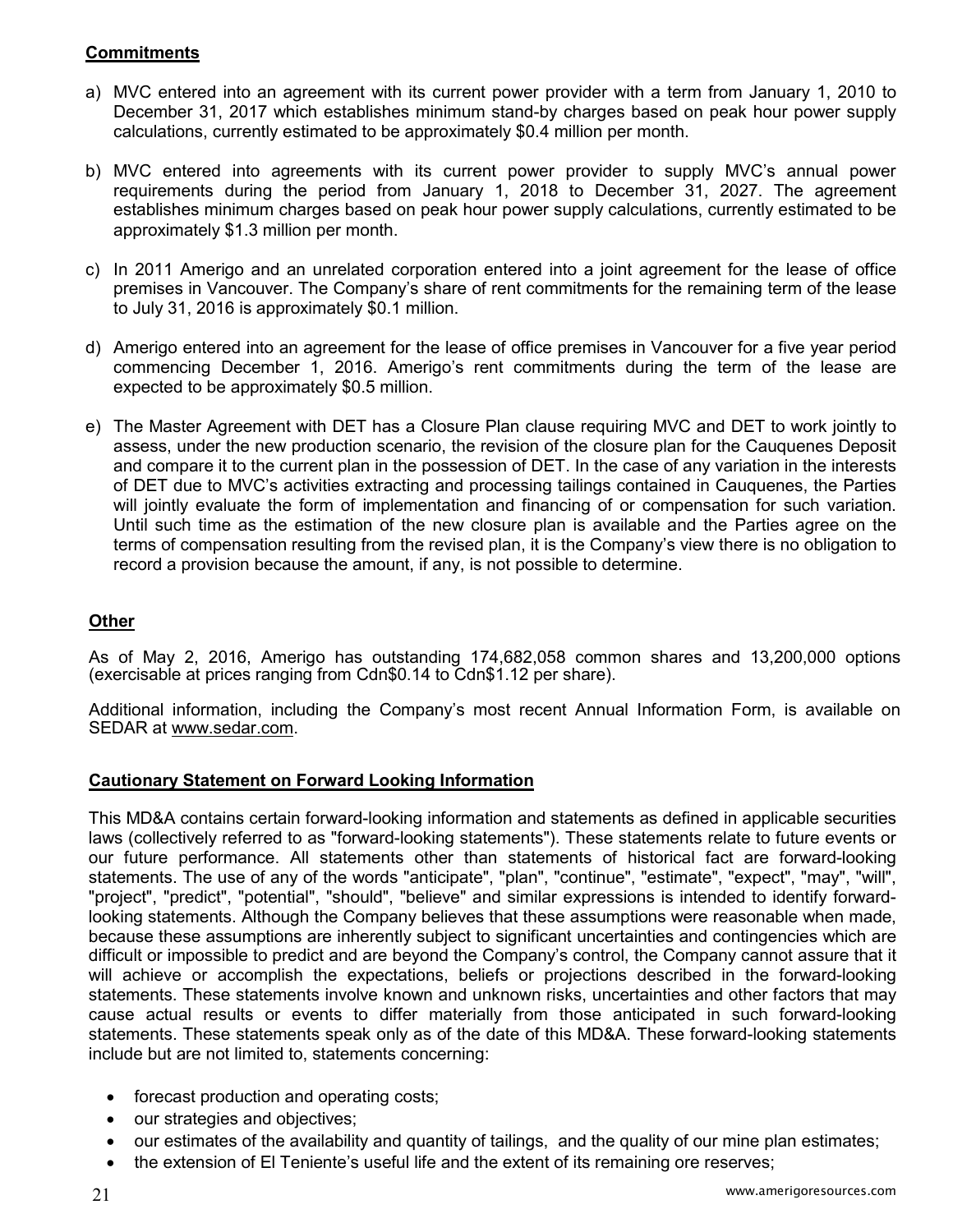**Commitments**

a) MVC entered into an agreement with its current power provider with a term from January 1, 2010 to December 31, 2017 which establishes minimum stand-by charges based on peak hour power supply calculations, currently estimated to be approximately $0.4 million per month.

b) MVC entered into agreements with its current power provider to supply MVC's annual power requirements during the period from January 1, 2018 to December 31, 2027. The agreement establishes minimum charges based on peak hour power supply calculations, currently estimated to be approximately $1.3 million per month.

c) In 2011 Amerigo and an unrelated corporation entered into a joint agreement for the lease of office premises in Vancouver. The Company's share of rent commitments for the remaining term of the lease to July 31, 2016 is approximately $0.1 million.

d) Amerigo entered into an agreement for the lease of office premises in Vancouver for a five year period commencing December 1, 2016. Amerigo's rent commitments during the term of the lease are expected to be approximately $0.5 million.

e) The Master Agreement with DET has a Closure Plan clause requiring MVC and DET to work jointly to assess, under the new production scenario, the revision of the closure plan for the Cauquenes Deposit and compare it to the current plan in the possession of DET. In the case of any variation in the interests of DET due to MVC's activities extracting and processing tailings contained in Cauquenes, the Parties will jointly evaluate the form of implementation and financing of or compensation for such variation. Until such time as the estimation of the new closure plan is available and the Parties agree on the terms of compensation resulting from the revised plan, it is the Company's view there is no obligation to record a provision because the amount, if any, is not possible to determine.

**Other**

As of May 2, 2016, Amerigo has outstanding 174,682,058 common shares and 13,200,000 options (exercisable at prices ranging from Cdn$0.14 to Cdn$1.12 per share).

Additional information, including the Company's most recent Annual Information Form, is available on SEDAR at www.sedar.com.

**Cautionary Statement on Forward Looking Information**

This MD&A contains certain forward-looking information and statements as defined in applicable securities laws (collectively referred to as "forward-looking statements"). These statements relate to future events or our future performance. All statements other than statements of historical fact are forward-looking statements. The use of any of the words "anticipate", "plan", "continue", "estimate", "expect", "may", "will", "project", "predict", "potential", "should", "believe" and similar expressions is intended to identify forward-looking statements. Although the Company believes that these assumptions were reasonable when made, because these assumptions are inherently subject to significant uncertainties and contingencies which are difficult or impossible to predict and are beyond the Company's control, the Company cannot assure that it will achieve or accomplish the expectations, beliefs or projections described in the forward-looking statements. These statements involve known and unknown risks, uncertainties and other factors that may cause actual results or events to differ materially from those anticipated in such forward-looking statements. These statements speak only as of the date of this MD&A. These forward-looking statements include but are not limited to, statements concerning:

- forecast production and operating costs;
- our strategies and objectives;
- our estimates of the availability and quantity of tailings, and the quality of our mine plan estimates;
- the extension of El Teniente's useful life and the extent of its remaining ore reserves;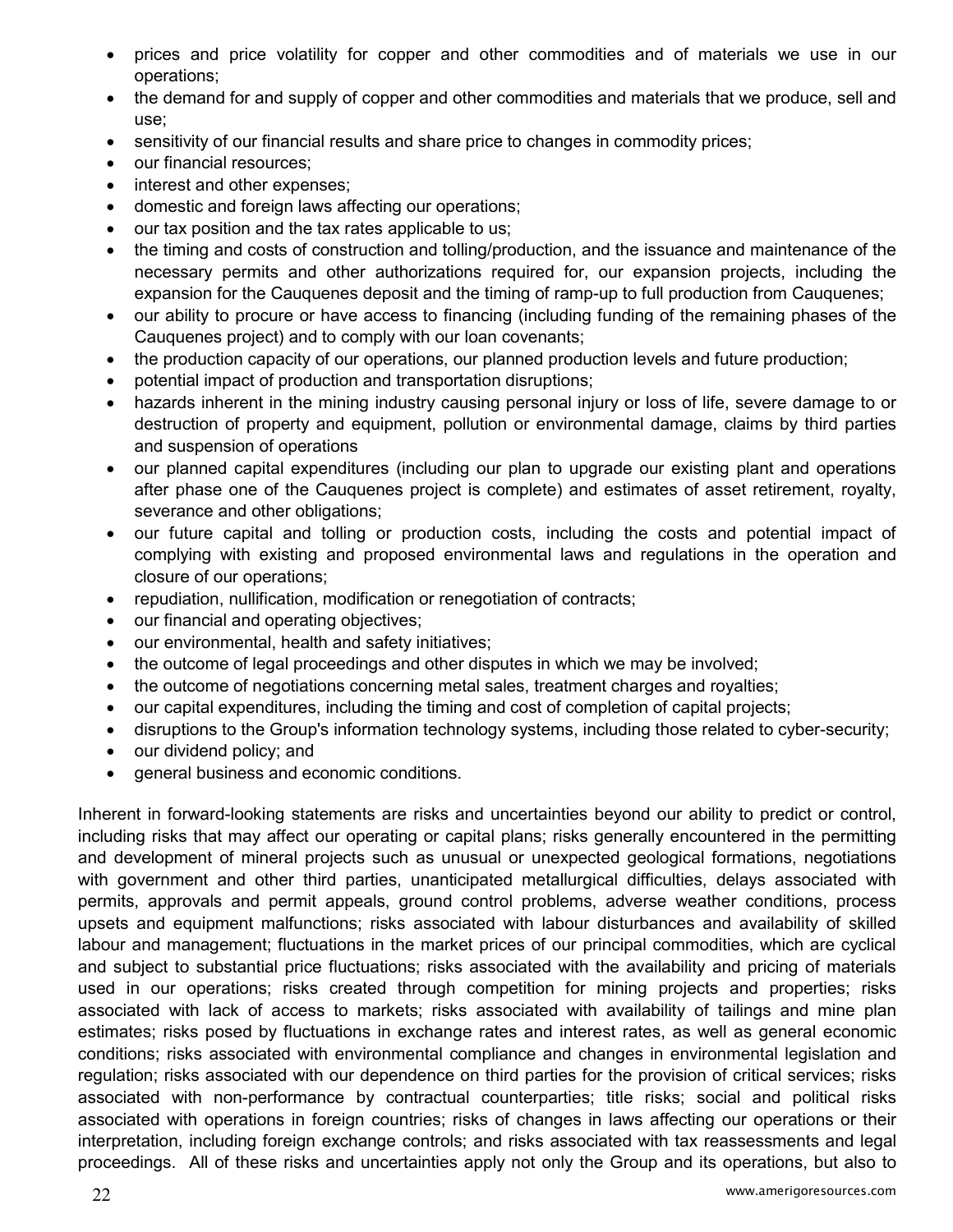- prices and price volatility for copper and other commodities and of materials we use in our operations;
- the demand for and supply of copper and other commodities and materials that we produce, sell and use;
- sensitivity of our financial results and share price to changes in commodity prices;
- our financial resources;
- interest and other expenses;
- domestic and foreign laws affecting our operations;
- our tax position and the tax rates applicable to us;
- the timing and costs of construction and tolling/production, and the issuance and maintenance of the necessary permits and other authorizations required for, our expansion projects, including the expansion for the Cauquenes deposit and the timing of ramp-up to full production from Cauquenes;
- our ability to procure or have access to financing (including funding of the remaining phases of the Cauquenes project) and to comply with our loan covenants;
- the production capacity of our operations, our planned production levels and future production;
- potential impact of production and transportation disruptions;
- hazards inherent in the mining industry causing personal injury or loss of life, severe damage to or destruction of property and equipment, pollution or environmental damage, claims by third parties and suspension of operations
- our planned capital expenditures (including our plan to upgrade our existing plant and operations after phase one of the Cauquenes project is complete) and estimates of asset retirement, royalty, severance and other obligations;
- our future capital and tolling or production costs, including the costs and potential impact of complying with existing and proposed environmental laws and regulations in the operation and closure of our operations;
- repudiation, nullification, modification or renegotiation of contracts;
- our financial and operating objectives;
- our environmental, health and safety initiatives;
- the outcome of legal proceedings and other disputes in which we may be involved;
- the outcome of negotiations concerning metal sales, treatment charges and royalties;
- our capital expenditures, including the timing and cost of completion of capital projects;
- disruptions to the Group's information technology systems, including those related to cyber-security;
- our dividend policy; and
- general business and economic conditions.

Inherent in forward-looking statements are risks and uncertainties beyond our ability to predict or control, including risks that may affect our operating or capital plans; risks generally encountered in the permitting and development of mineral projects such as unusual or unexpected geological formations, negotiations with government and other third parties, unanticipated metallurgical difficulties, delays associated with permits, approvals and permit appeals, ground control problems, adverse weather conditions, process upsets and equipment malfunctions; risks associated with labour disturbances and availability of skilled labour and management; fluctuations in the market prices of our principal commodities, which are cyclical and subject to substantial price fluctuations; risks associated with the availability and pricing of materials used in our operations; risks created through competition for mining projects and properties; risks associated with lack of access to markets; risks associated with availability of tailings and mine plan estimates; risks posed by fluctuations in exchange rates and interest rates, as well as general economic conditions; risks associated with environmental compliance and changes in environmental legislation and regulation; risks associated with our dependence on third parties for the provision of critical services; risks associated with non-performance by contractual counterparties; title risks; social and political risks associated with operations in foreign countries; risks of changes in laws affecting our operations or their interpretation, including foreign exchange controls; and risks associated with tax reassessments and legal proceedings. All of these risks and uncertainties apply not only the Group and its operations, but also to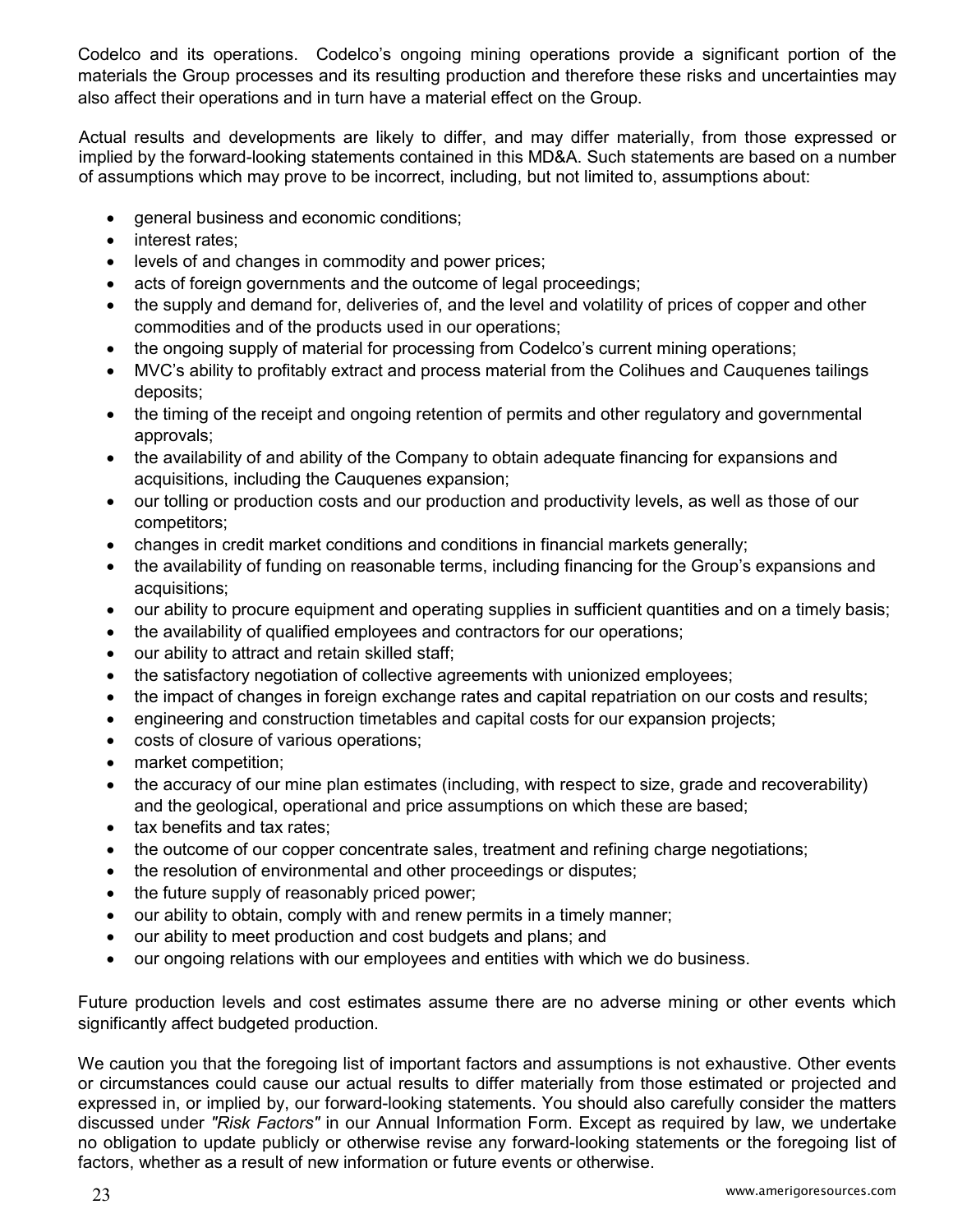Codelco and its operations. Codelco's ongoing mining operations provide a significant portion of the materials the Group processes and its resulting production and therefore these risks and uncertainties may also affect their operations and in turn have a material effect on the Group.

Actual results and developments are likely to differ, and may differ materially, from those expressed or implied by the forward-looking statements contained in this MD&A. Such statements are based on a number of assumptions which may prove to be incorrect, including, but not limited to, assumptions about:

- general business and economic conditions;
- interest rates;
- levels of and changes in commodity and power prices;
- acts of foreign governments and the outcome of legal proceedings;
- the supply and demand for, deliveries of, and the level and volatility of prices of copper and other commodities and of the products used in our operations;
- the ongoing supply of material for processing from Codelco's current mining operations;
- MVC's ability to profitably extract and process material from the Colihues and Cauquenes tailings deposits;
- the timing of the receipt and ongoing retention of permits and other regulatory and governmental approvals;
- the availability of and ability of the Company to obtain adequate financing for expansions and acquisitions, including the Cauquenes expansion;
- our tolling or production costs and our production and productivity levels, as well as those of our competitors;
- changes in credit market conditions and conditions in financial markets generally;
- the availability of funding on reasonable terms, including financing for the Group's expansions and acquisitions;
- our ability to procure equipment and operating supplies in sufficient quantities and on a timely basis;
- the availability of qualified employees and contractors for our operations;
- our ability to attract and retain skilled staff;
- the satisfactory negotiation of collective agreements with unionized employees;
- the impact of changes in foreign exchange rates and capital repatriation on our costs and results;
- engineering and construction timetables and capital costs for our expansion projects;
- costs of closure of various operations;
- market competition;
- the accuracy of our mine plan estimates (including, with respect to size, grade and recoverability) and the geological, operational and price assumptions on which these are based;
- tax benefits and tax rates;
- the outcome of our copper concentrate sales, treatment and refining charge negotiations;
- the resolution of environmental and other proceedings or disputes;
- the future supply of reasonably priced power;
- our ability to obtain, comply with and renew permits in a timely manner;
- our ability to meet production and cost budgets and plans; and
- our ongoing relations with our employees and entities with which we do business.

Future production levels and cost estimates assume there are no adverse mining or other events which significantly affect budgeted production.

We caution you that the foregoing list of important factors and assumptions is not exhaustive. Other events or circumstances could cause our actual results to differ materially from those estimated or projected and expressed in, or implied by, our forward-looking statements. You should also carefully consider the matters discussed under *"Risk Factors"* in our Annual Information Form. Except as required by law, we undertake no obligation to update publicly or otherwise revise any forward-looking statements or the foregoing list of factors, whether as a result of new information or future events or otherwise.